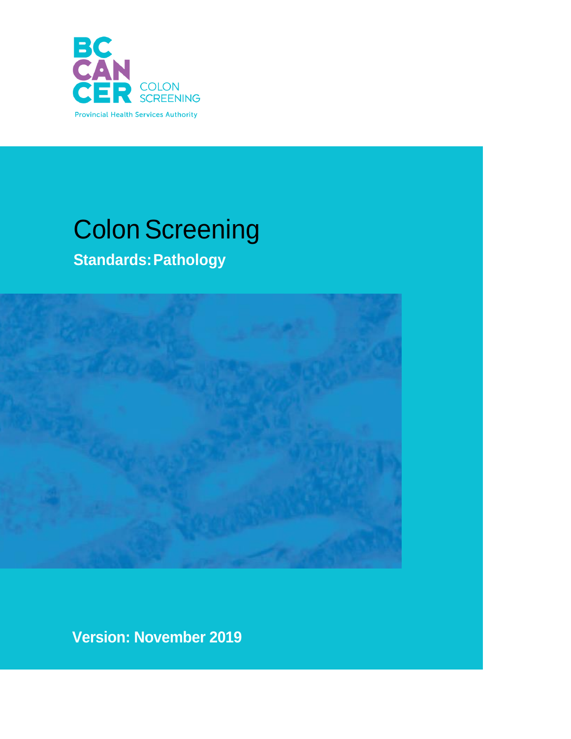BC CANCER COLON SCREENING

Provincial Health Services Authority

# Colon Screening

## Standards: Pathology

**Version: November 2019**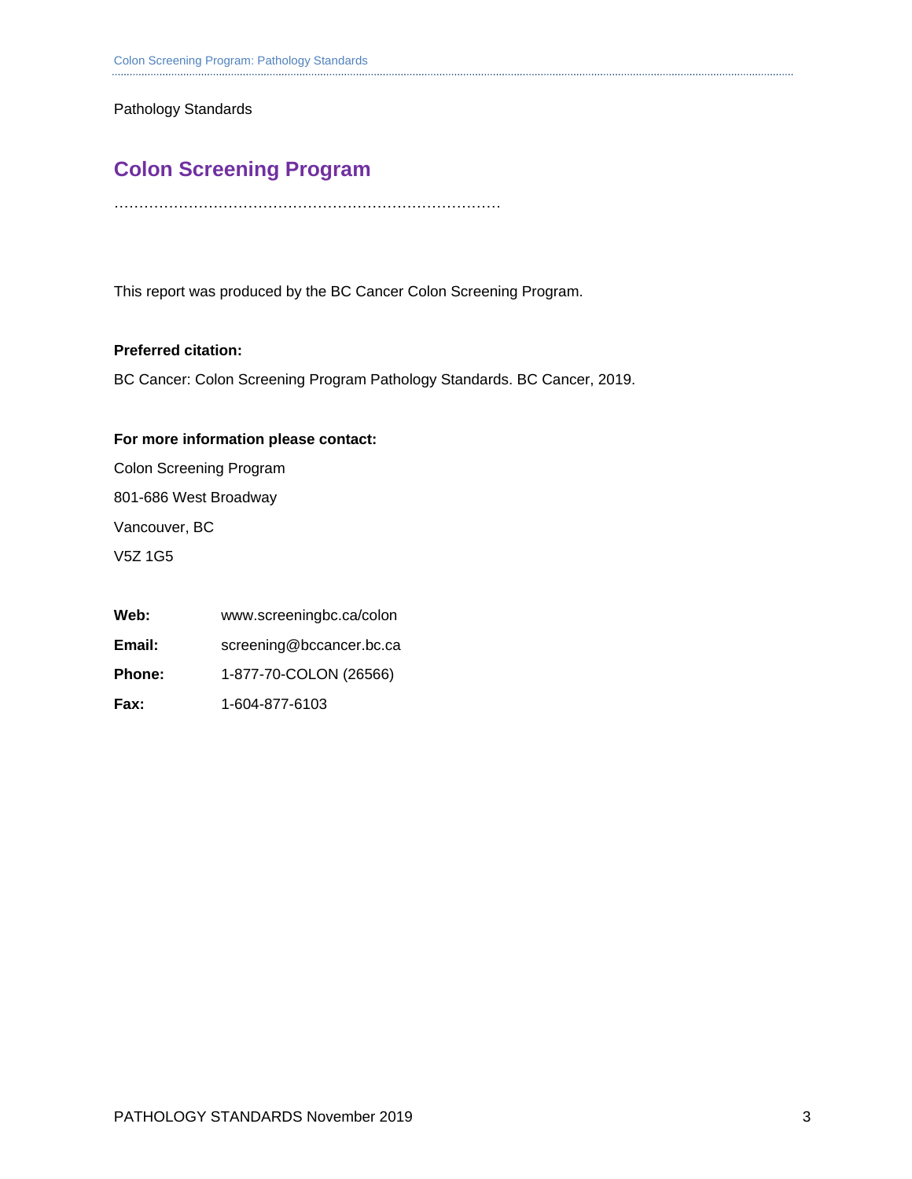Pathology Standards

# Colon Screening Program

……………………………………………………………………

This report was produced by the BC Cancer Colon Screening Program.

**Preferred citation:**

BC Cancer: Colon Screening Program Pathology Standards. BC Cancer, 2019.

**For more information please contact:**

Colon Screening Program

801-686 West Broadway

Vancouver, BC

V5Z 1G5

| | |
|---|---|
| **Web:** | www.screeningbc.ca/colon |
| **Email:** | screening@bccancer.bc.ca |
| **Phone:** | 1-877-70-COLON (26566) |
| **Fax:** | 1-604-877-6103 |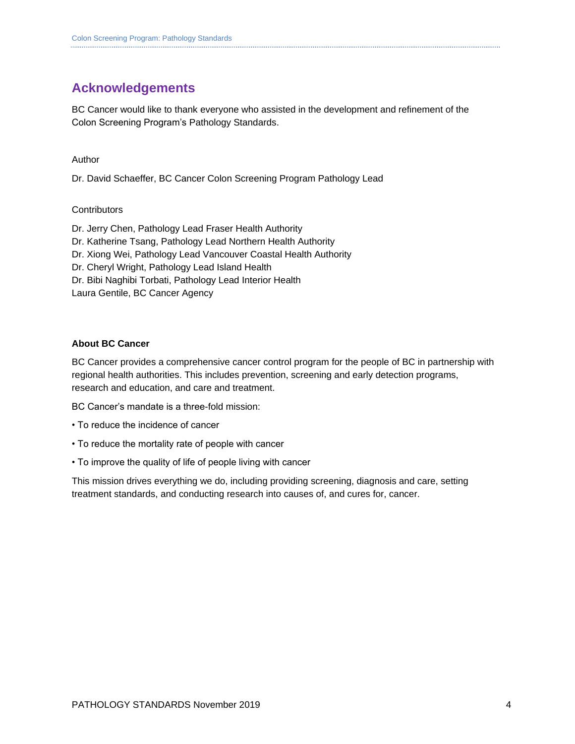# Acknowledgements

BC Cancer would like to thank everyone who assisted in the development and refinement of the Colon Screening Program's Pathology Standards.

Author

Dr. David Schaeffer, BC Cancer Colon Screening Program Pathology Lead

Contributors

Dr. Jerry Chen, Pathology Lead Fraser Health Authority
Dr. Katherine Tsang, Pathology Lead Northern Health Authority
Dr. Xiong Wei, Pathology Lead Vancouver Coastal Health Authority
Dr. Cheryl Wright, Pathology Lead Island Health
Dr. Bibi Naghibi Torbati, Pathology Lead Interior Health
Laura Gentile, BC Cancer Agency

**About BC Cancer**

BC Cancer provides a comprehensive cancer control program for the people of BC in partnership with regional health authorities. This includes prevention, screening and early detection programs, research and education, and care and treatment.

BC Cancer's mandate is a three-fold mission:

- To reduce the incidence of cancer
- To reduce the mortality rate of people with cancer
- To improve the quality of life of people living with cancer

This mission drives everything we do, including providing screening, diagnosis and care, setting treatment standards, and conducting research into causes of, and cures for, cancer.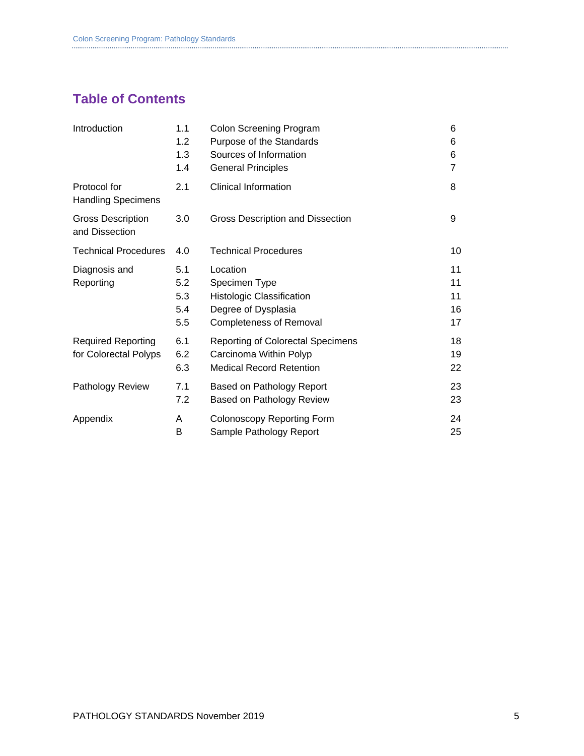## Table of Contents

| Section | No. | Title | Page |
| --- | --- | --- | --- |
| Introduction | 1.1 | Colon Screening Program | 6 |
| | 1.2 | Purpose of the Standards | 6 |
| | 1.3 | Sources of Information | 6 |
| | 1.4 | General Principles | 7 |
| Protocol for Handling Specimens | 2.1 | Clinical Information | 8 |
| Gross Description and Dissection | 3.0 | Gross Description and Dissection | 9 |
| Technical Procedures | 4.0 | Technical Procedures | 10 |
| Diagnosis and Reporting | 5.1 | Location | 11 |
| | 5.2 | Specimen Type | 11 |
| | 5.3 | Histologic Classification | 11 |
| | 5.4 | Degree of Dysplasia | 16 |
| | 5.5 | Completeness of Removal | 17 |
| Required Reporting for Colorectal Polyps | 6.1 | Reporting of Colorectal Specimens | 18 |
| | 6.2 | Carcinoma Within Polyp | 19 |
| | 6.3 | Medical Record Retention | 22 |
| Pathology Review | 7.1 | Based on Pathology Report | 23 |
| | 7.2 | Based on Pathology Review | 23 |
| Appendix | A | Colonoscopy Reporting Form | 24 |
| | B | Sample Pathology Report | 25 |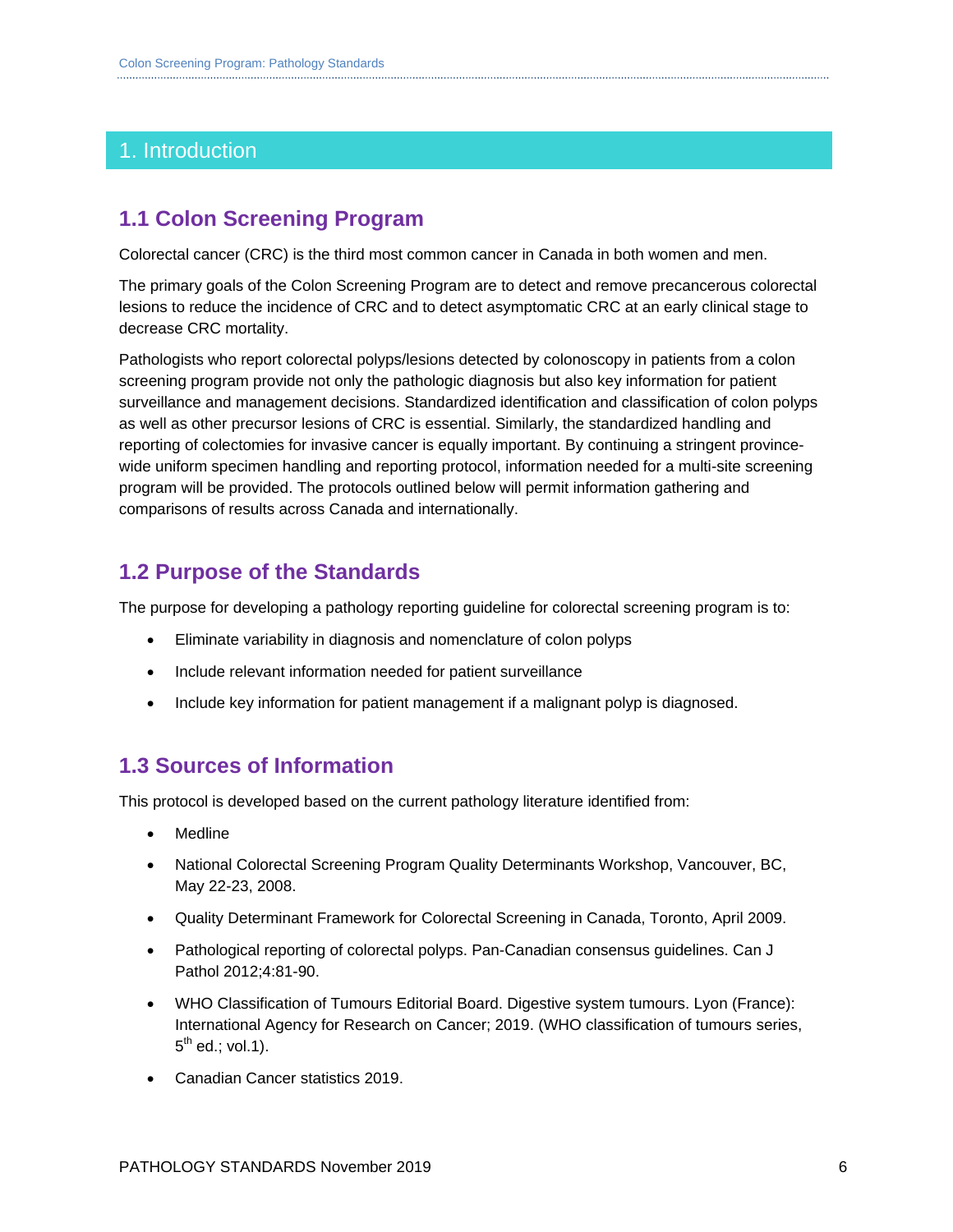# 1. Introduction

## 1.1 Colon Screening Program

Colorectal cancer (CRC) is the third most common cancer in Canada in both women and men.

The primary goals of the Colon Screening Program are to detect and remove precancerous colorectal lesions to reduce the incidence of CRC and to detect asymptomatic CRC at an early clinical stage to decrease CRC mortality.

Pathologists who report colorectal polyps/lesions detected by colonoscopy in patients from a colon screening program provide not only the pathologic diagnosis but also key information for patient surveillance and management decisions. Standardized identification and classification of colon polyps as well as other precursor lesions of CRC is essential. Similarly, the standardized handling and reporting of colectomies for invasive cancer is equally important. By continuing a stringent province-wide uniform specimen handling and reporting protocol, information needed for a multi-site screening program will be provided. The protocols outlined below will permit information gathering and comparisons of results across Canada and internationally.

## 1.2 Purpose of the Standards

The purpose for developing a pathology reporting guideline for colorectal screening program is to:

- Eliminate variability in diagnosis and nomenclature of colon polyps
- Include relevant information needed for patient surveillance
- Include key information for patient management if a malignant polyp is diagnosed.

## 1.3 Sources of Information

This protocol is developed based on the current pathology literature identified from:

- Medline
- National Colorectal Screening Program Quality Determinants Workshop, Vancouver, BC, May 22-23, 2008.
- Quality Determinant Framework for Colorectal Screening in Canada, Toronto, April 2009.
- Pathological reporting of colorectal polyps. Pan-Canadian consensus guidelines. Can J Pathol 2012;4:81-90.
- WHO Classification of Tumours Editorial Board. Digestive system tumours. Lyon (France): International Agency for Research on Cancer; 2019. (WHO classification of tumours series, 5th ed.; vol.1).
- Canadian Cancer statistics 2019.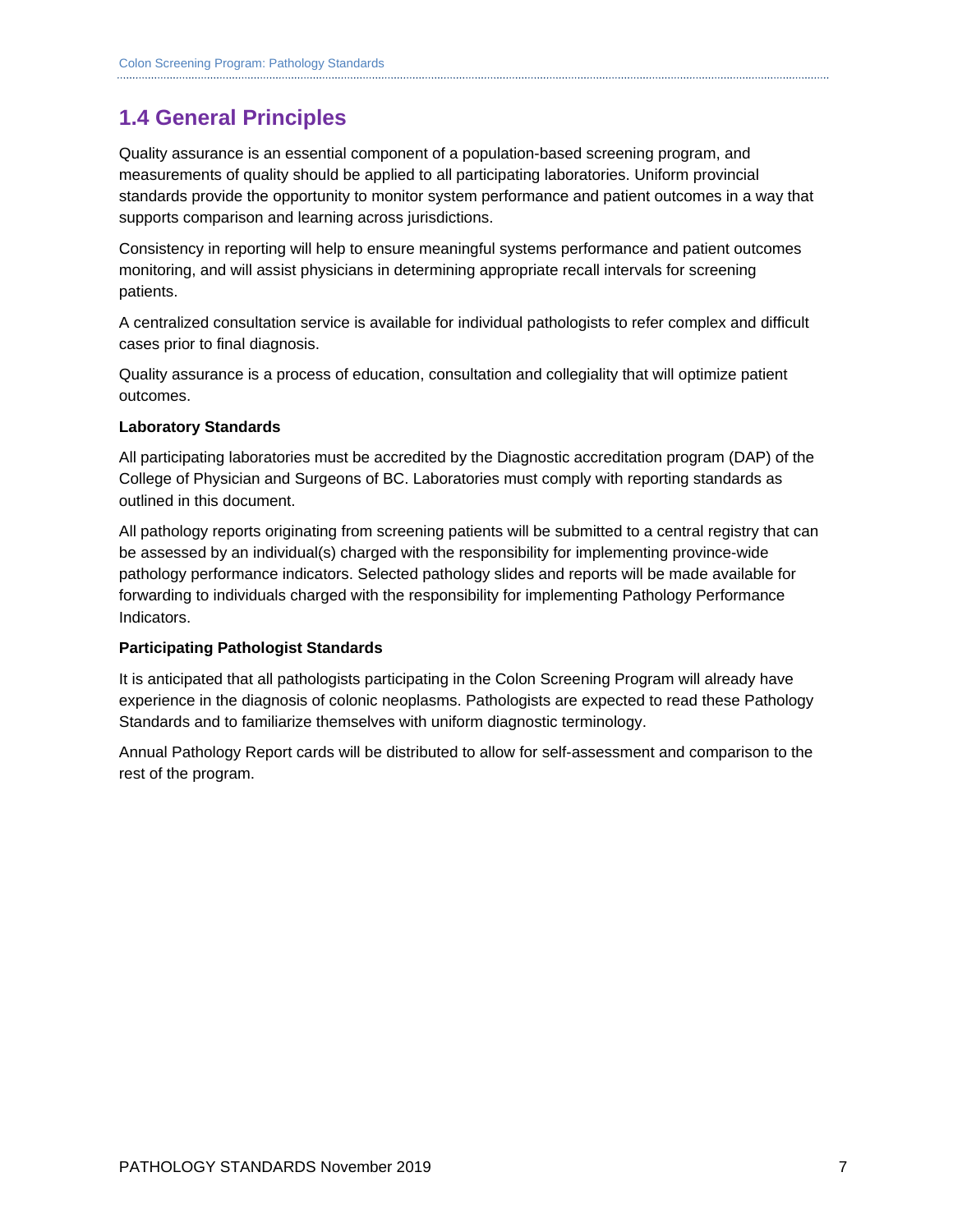## 1.4 General Principles

Quality assurance is an essential component of a population-based screening program, and measurements of quality should be applied to all participating laboratories. Uniform provincial standards provide the opportunity to monitor system performance and patient outcomes in a way that supports comparison and learning across jurisdictions.

Consistency in reporting will help to ensure meaningful systems performance and patient outcomes monitoring, and will assist physicians in determining appropriate recall intervals for screening patients.

A centralized consultation service is available for individual pathologists to refer complex and difficult cases prior to final diagnosis.

Quality assurance is a process of education, consultation and collegiality that will optimize patient outcomes.

**Laboratory Standards**

All participating laboratories must be accredited by the Diagnostic accreditation program (DAP) of the College of Physician and Surgeons of BC. Laboratories must comply with reporting standards as outlined in this document.

All pathology reports originating from screening patients will be submitted to a central registry that can be assessed by an individual(s) charged with the responsibility for implementing province-wide pathology performance indicators. Selected pathology slides and reports will be made available for forwarding to individuals charged with the responsibility for implementing Pathology Performance Indicators.

**Participating Pathologist Standards**

It is anticipated that all pathologists participating in the Colon Screening Program will already have experience in the diagnosis of colonic neoplasms. Pathologists are expected to read these Pathology Standards and to familiarize themselves with uniform diagnostic terminology.

Annual Pathology Report cards will be distributed to allow for self-assessment and comparison to the rest of the program.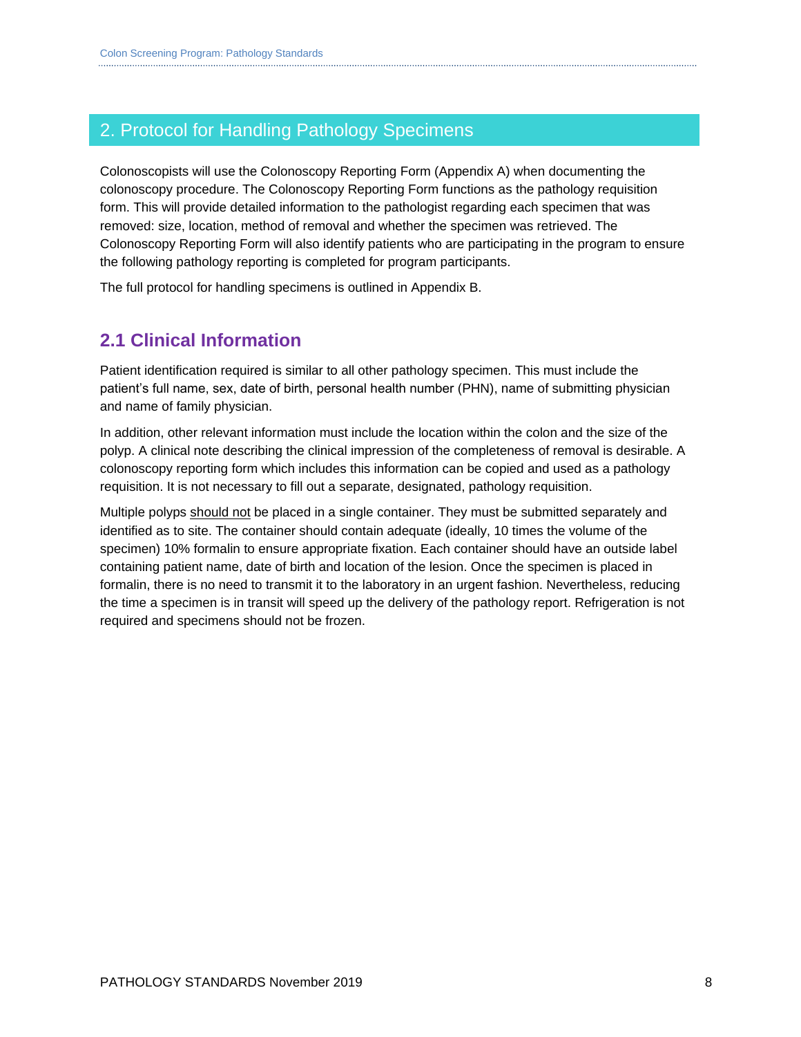## 2. Protocol for Handling Pathology Specimens

Colonoscopists will use the Colonoscopy Reporting Form (Appendix A) when documenting the colonoscopy procedure. The Colonoscopy Reporting Form functions as the pathology requisition form. This will provide detailed information to the pathologist regarding each specimen that was removed: size, location, method of removal and whether the specimen was retrieved. The Colonoscopy Reporting Form will also identify patients who are participating in the program to ensure the following pathology reporting is completed for program participants.

The full protocol for handling specimens is outlined in Appendix B.

### 2.1 Clinical Information

Patient identification required is similar to all other pathology specimen. This must include the patient's full name, sex, date of birth, personal health number (PHN), name of submitting physician and name of family physician.

In addition, other relevant information must include the location within the colon and the size of the polyp. A clinical note describing the clinical impression of the completeness of removal is desirable. A colonoscopy reporting form which includes this information can be copied and used as a pathology requisition. It is not necessary to fill out a separate, designated, pathology requisition.

Multiple polyps <u>should not</u> be placed in a single container. They must be submitted separately and identified as to site. The container should contain adequate (ideally, 10 times the volume of the specimen) 10% formalin to ensure appropriate fixation. Each container should have an outside label containing patient name, date of birth and location of the lesion. Once the specimen is placed in formalin, there is no need to transmit it to the laboratory in an urgent fashion. Nevertheless, reducing the time a specimen is in transit will speed up the delivery of the pathology report. Refrigeration is not required and specimens should not be frozen.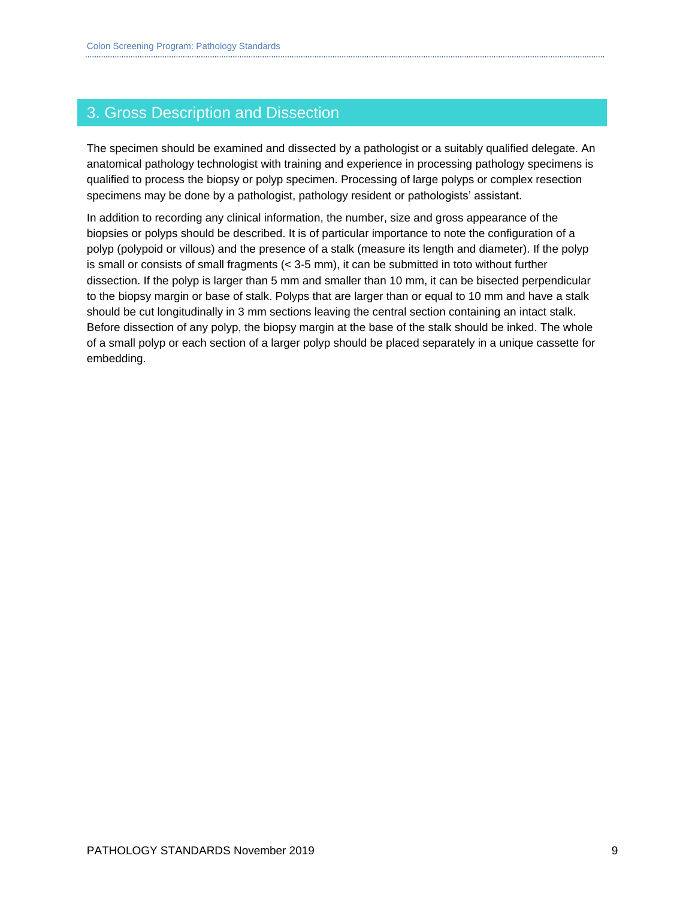## 3. Gross Description and Dissection

The specimen should be examined and dissected by a pathologist or a suitably qualified delegate. An anatomical pathology technologist with training and experience in processing pathology specimens is qualified to process the biopsy or polyp specimen. Processing of large polyps or complex resection specimens may be done by a pathologist, pathology resident or pathologists' assistant.

In addition to recording any clinical information, the number, size and gross appearance of the biopsies or polyps should be described. It is of particular importance to note the configuration of a polyp (polypoid or villous) and the presence of a stalk (measure its length and diameter). If the polyp is small or consists of small fragments (< 3-5 mm), it can be submitted in toto without further dissection. If the polyp is larger than 5 mm and smaller than 10 mm, it can be bisected perpendicular to the biopsy margin or base of stalk. Polyps that are larger than or equal to 10 mm and have a stalk should be cut longitudinally in 3 mm sections leaving the central section containing an intact stalk. Before dissection of any polyp, the biopsy margin at the base of the stalk should be inked. The whole of a small polyp or each section of a larger polyp should be placed separately in a unique cassette for embedding.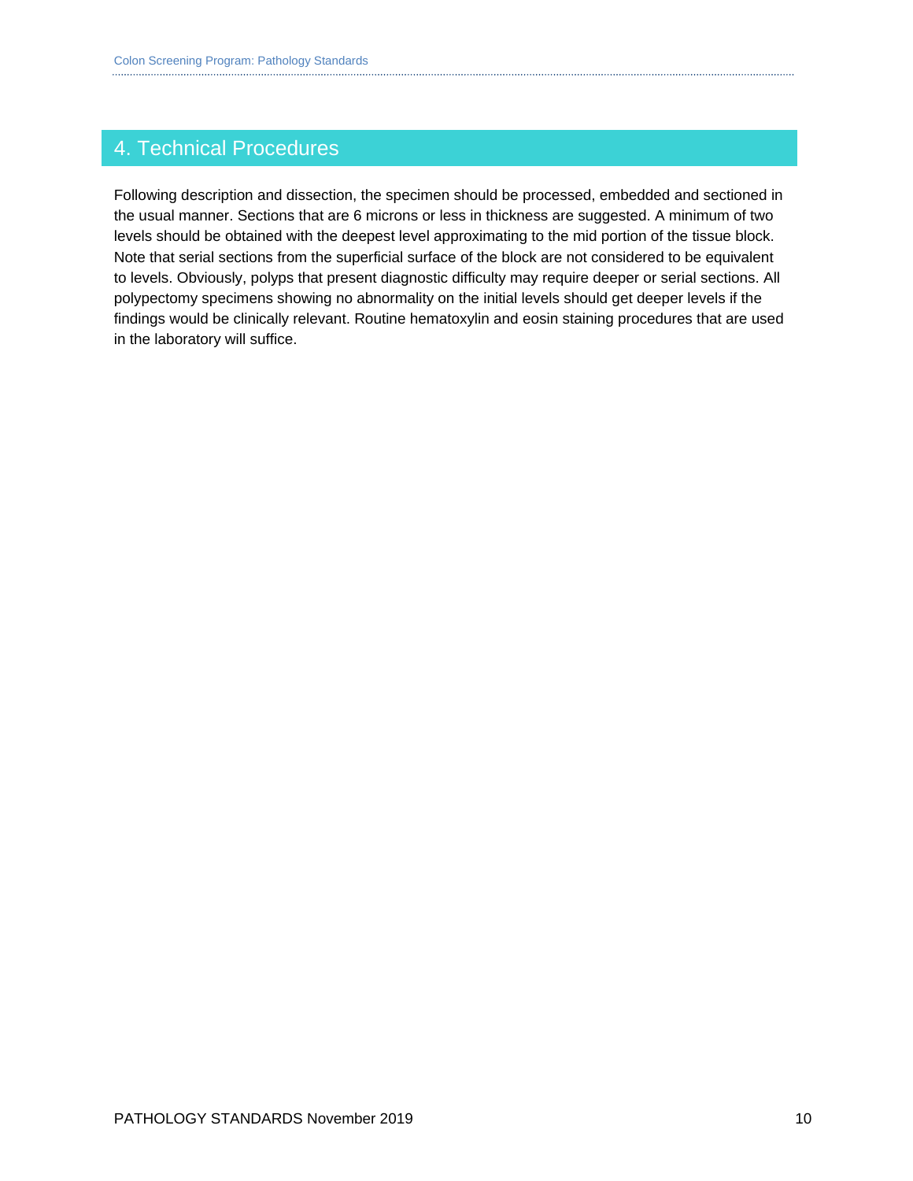# 4. Technical Procedures

Following description and dissection, the specimen should be processed, embedded and sectioned in the usual manner. Sections that are 6 microns or less in thickness are suggested. A minimum of two levels should be obtained with the deepest level approximating to the mid portion of the tissue block. Note that serial sections from the superficial surface of the block are not considered to be equivalent to levels. Obviously, polyps that present diagnostic difficulty may require deeper or serial sections. All polypectomy specimens showing no abnormality on the initial levels should get deeper levels if the findings would be clinically relevant. Routine hematoxylin and eosin staining procedures that are used in the laboratory will suffice.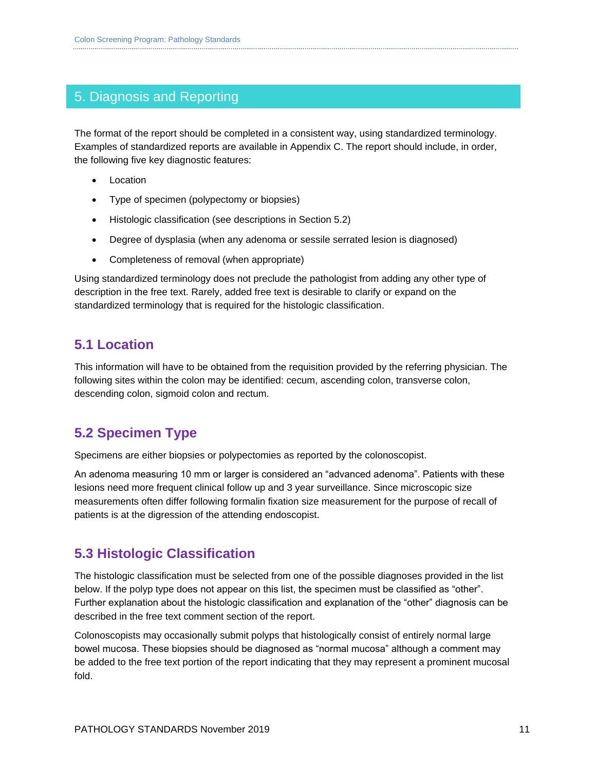# 5. Diagnosis and Reporting

The format of the report should be completed in a consistent way, using standardized terminology. Examples of standardized reports are available in Appendix C. The report should include, in order, the following five key diagnostic features:

- Location
- Type of specimen (polypectomy or biopsies)
- Histologic classification (see descriptions in Section 5.2)
- Degree of dysplasia (when any adenoma or sessile serrated lesion is diagnosed)
- Completeness of removal (when appropriate)

Using standardized terminology does not preclude the pathologist from adding any other type of description in the free text. Rarely, added free text is desirable to clarify or expand on the standardized terminology that is required for the histologic classification.

## 5.1 Location

This information will have to be obtained from the requisition provided by the referring physician. The following sites within the colon may be identified: cecum, ascending colon, transverse colon, descending colon, sigmoid colon and rectum.

## 5.2 Specimen Type

Specimens are either biopsies or polypectomies as reported by the colonoscopist.

An adenoma measuring 10 mm or larger is considered an "advanced adenoma". Patients with these lesions need more frequent clinical follow up and 3 year surveillance. Since microscopic size measurements often differ following formalin fixation size measurement for the purpose of recall of patients is at the digression of the attending endoscopist.

## 5.3 Histologic Classification

The histologic classification must be selected from one of the possible diagnoses provided in the list below. If the polyp type does not appear on this list, the specimen must be classified as "other". Further explanation about the histologic classification and explanation of the "other" diagnosis can be described in the free text comment section of the report.

Colonoscopists may occasionally submit polyps that histologically consist of entirely normal large bowel mucosa. These biopsies should be diagnosed as "normal mucosa" although a comment may be added to the free text portion of the report indicating that they may represent a prominent mucosal fold.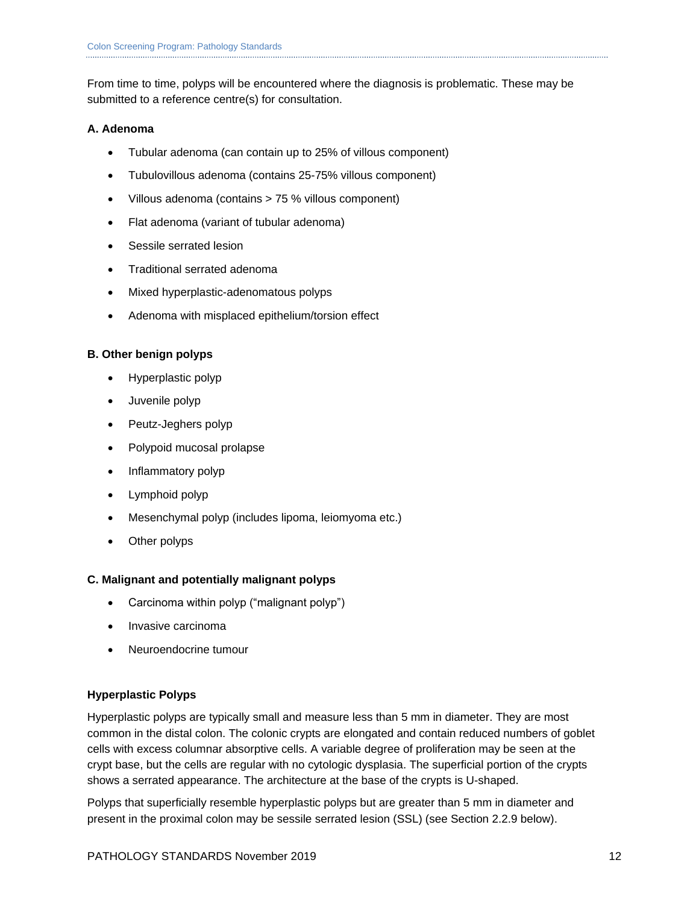From time to time, polyps will be encountered where the diagnosis is problematic. These may be submitted to a reference centre(s) for consultation.

**A. Adenoma**

- Tubular adenoma (can contain up to 25% of villous component)
- Tubulovillous adenoma (contains 25-75% villous component)
- Villous adenoma (contains > 75 % villous component)
- Flat adenoma (variant of tubular adenoma)
- Sessile serrated lesion
- Traditional serrated adenoma
- Mixed hyperplastic-adenomatous polyps
- Adenoma with misplaced epithelium/torsion effect

**B. Other benign polyps**

- Hyperplastic polyp
- Juvenile polyp
- Peutz-Jeghers polyp
- Polypoid mucosal prolapse
- Inflammatory polyp
- Lymphoid polyp
- Mesenchymal polyp (includes lipoma, leiomyoma etc.)
- Other polyps

**C. Malignant and potentially malignant polyps**

- Carcinoma within polyp ("malignant polyp")
- Invasive carcinoma
- Neuroendocrine tumour

**Hyperplastic Polyps**

Hyperplastic polyps are typically small and measure less than 5 mm in diameter. They are most common in the distal colon. The colonic crypts are elongated and contain reduced numbers of goblet cells with excess columnar absorptive cells. A variable degree of proliferation may be seen at the crypt base, but the cells are regular with no cytologic dysplasia. The superficial portion of the crypts shows a serrated appearance. The architecture at the base of the crypts is U-shaped.

Polyps that superficially resemble hyperplastic polyps but are greater than 5 mm in diameter and present in the proximal colon may be sessile serrated lesion (SSL) (see Section 2.2.9 below).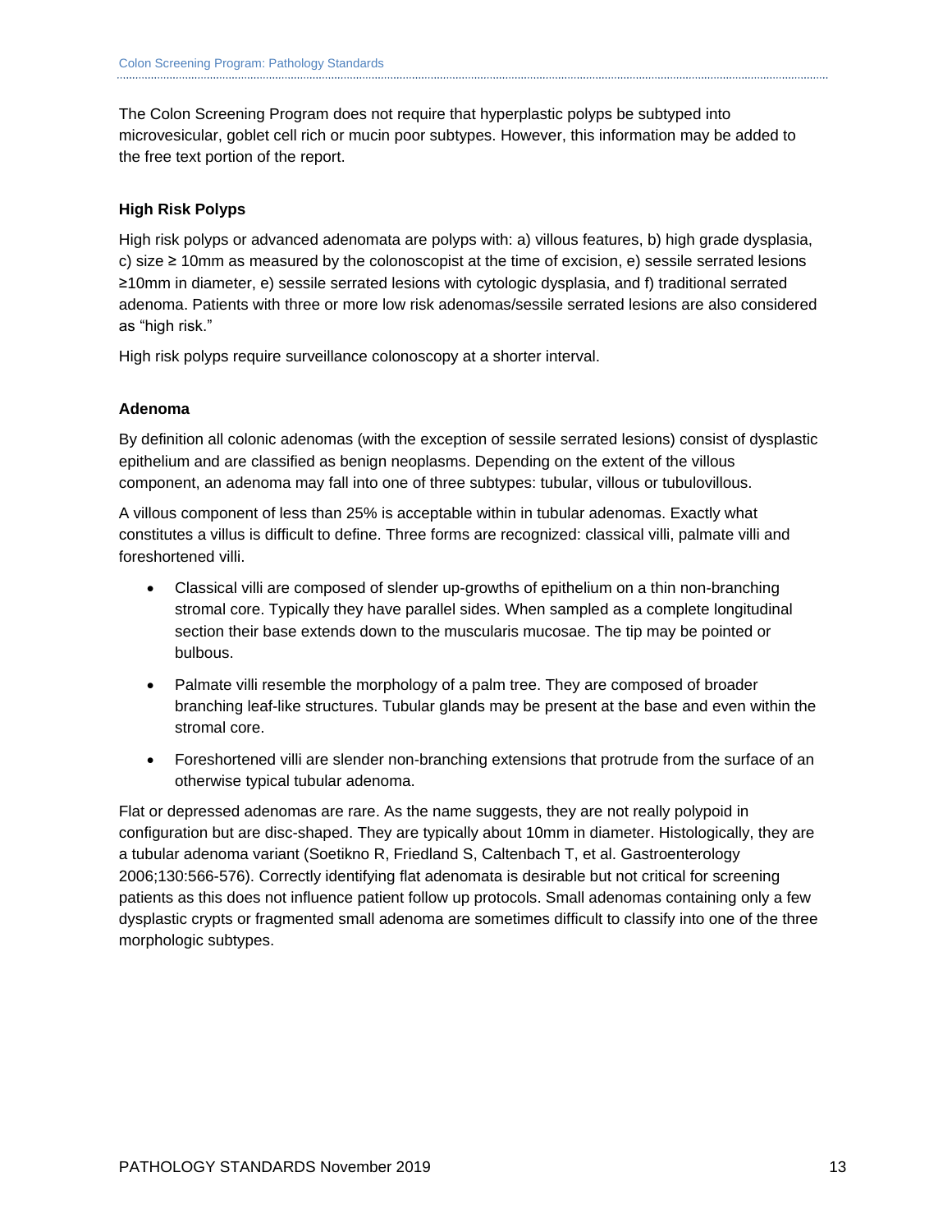The Colon Screening Program does not require that hyperplastic polyps be subtyped into microvesicular, goblet cell rich or mucin poor subtypes. However, this information may be added to the free text portion of the report.

### High Risk Polyps

High risk polyps or advanced adenomata are polyps with: a) villous features, b) high grade dysplasia, c) size ≥ 10mm as measured by the colonoscopist at the time of excision, e) sessile serrated lesions ≥10mm in diameter, e) sessile serrated lesions with cytologic dysplasia, and f) traditional serrated adenoma. Patients with three or more low risk adenomas/sessile serrated lesions are also considered as "high risk."

High risk polyps require surveillance colonoscopy at a shorter interval.

### Adenoma

By definition all colonic adenomas (with the exception of sessile serrated lesions) consist of dysplastic epithelium and are classified as benign neoplasms. Depending on the extent of the villous component, an adenoma may fall into one of three subtypes: tubular, villous or tubulovillous.

A villous component of less than 25% is acceptable within in tubular adenomas. Exactly what constitutes a villus is difficult to define. Three forms are recognized: classical villi, palmate villi and foreshortened villi.

- Classical villi are composed of slender up-growths of epithelium on a thin non-branching stromal core. Typically they have parallel sides. When sampled as a complete longitudinal section their base extends down to the muscularis mucosae. The tip may be pointed or bulbous.
- Palmate villi resemble the morphology of a palm tree. They are composed of broader branching leaf-like structures. Tubular glands may be present at the base and even within the stromal core.
- Foreshortened villi are slender non-branching extensions that protrude from the surface of an otherwise typical tubular adenoma.

Flat or depressed adenomas are rare. As the name suggests, they are not really polypoid in configuration but are disc-shaped. They are typically about 10mm in diameter. Histologically, they are a tubular adenoma variant (Soetikno R, Friedland S, Caltenbach T, et al. Gastroenterology 2006;130:566-576). Correctly identifying flat adenomata is desirable but not critical for screening patients as this does not influence patient follow up protocols. Small adenomas containing only a few dysplastic crypts or fragmented small adenoma are sometimes difficult to classify into one of the three morphologic subtypes.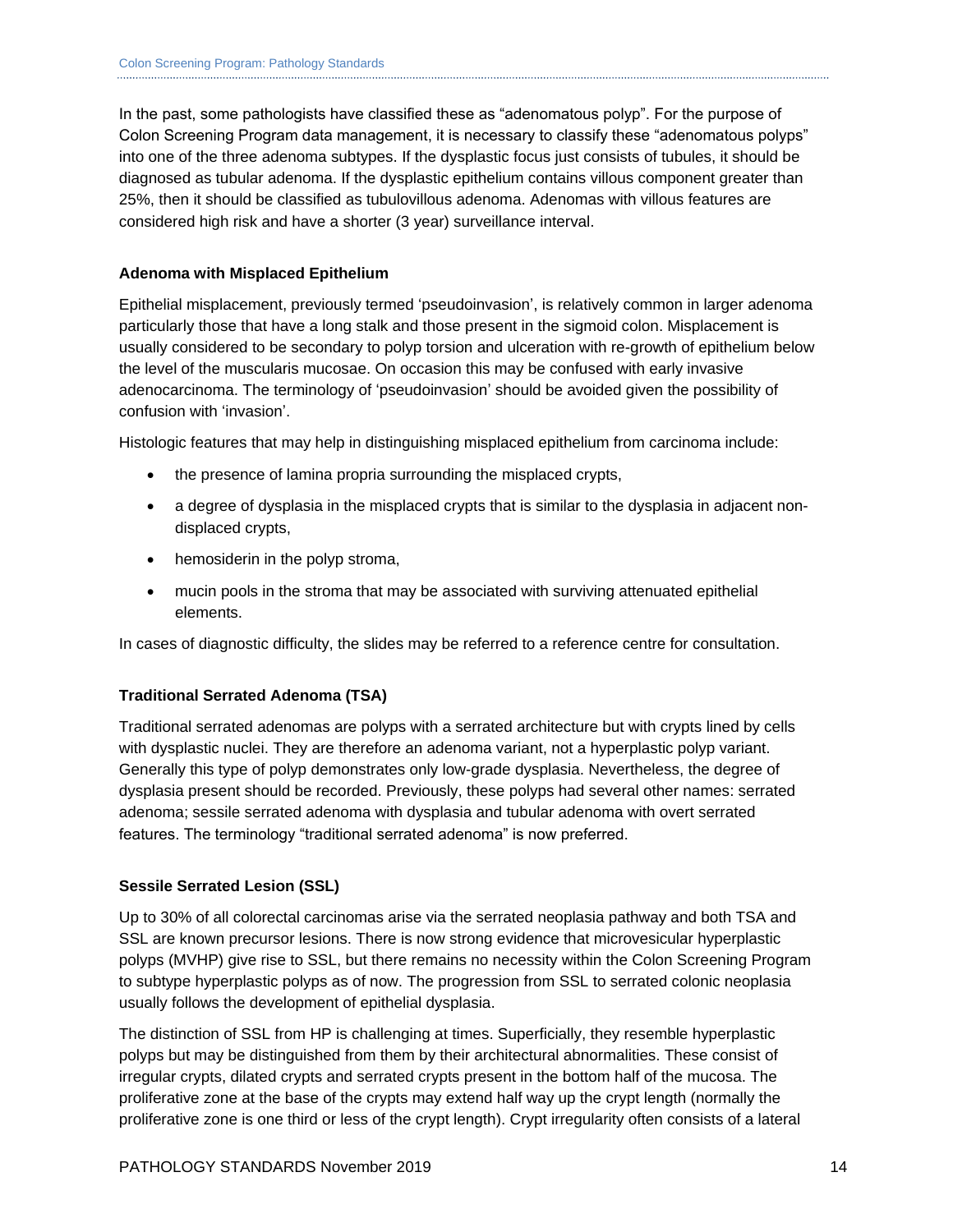In the past, some pathologists have classified these as "adenomatous polyp". For the purpose of Colon Screening Program data management, it is necessary to classify these "adenomatous polyps" into one of the three adenoma subtypes. If the dysplastic focus just consists of tubules, it should be diagnosed as tubular adenoma. If the dysplastic epithelium contains villous component greater than 25%, then it should be classified as tubulovillous adenoma. Adenomas with villous features are considered high risk and have a shorter (3 year) surveillance interval.

### Adenoma with Misplaced Epithelium

Epithelial misplacement, previously termed 'pseudoinvasion', is relatively common in larger adenoma particularly those that have a long stalk and those present in the sigmoid colon. Misplacement is usually considered to be secondary to polyp torsion and ulceration with re-growth of epithelium below the level of the muscularis mucosae. On occasion this may be confused with early invasive adenocarcinoma. The terminology of 'pseudoinvasion' should be avoided given the possibility of confusion with 'invasion'.

Histologic features that may help in distinguishing misplaced epithelium from carcinoma include:

- the presence of lamina propria surrounding the misplaced crypts,
- a degree of dysplasia in the misplaced crypts that is similar to the dysplasia in adjacent non-displaced crypts,
- hemosiderin in the polyp stroma,
- mucin pools in the stroma that may be associated with surviving attenuated epithelial elements.

In cases of diagnostic difficulty, the slides may be referred to a reference centre for consultation.

### Traditional Serrated Adenoma (TSA)

Traditional serrated adenomas are polyps with a serrated architecture but with crypts lined by cells with dysplastic nuclei. They are therefore an adenoma variant, not a hyperplastic polyp variant. Generally this type of polyp demonstrates only low-grade dysplasia. Nevertheless, the degree of dysplasia present should be recorded. Previously, these polyps had several other names: serrated adenoma; sessile serrated adenoma with dysplasia and tubular adenoma with overt serrated features. The terminology "traditional serrated adenoma" is now preferred.

### Sessile Serrated Lesion (SSL)

Up to 30% of all colorectal carcinomas arise via the serrated neoplasia pathway and both TSA and SSL are known precursor lesions. There is now strong evidence that microvesicular hyperplastic polyps (MVHP) give rise to SSL, but there remains no necessity within the Colon Screening Program to subtype hyperplastic polyps as of now. The progression from SSL to serrated colonic neoplasia usually follows the development of epithelial dysplasia.

The distinction of SSL from HP is challenging at times. Superficially, they resemble hyperplastic polyps but may be distinguished from them by their architectural abnormalities. These consist of irregular crypts, dilated crypts and serrated crypts present in the bottom half of the mucosa. The proliferative zone at the base of the crypts may extend half way up the crypt length (normally the proliferative zone is one third or less of the crypt length). Crypt irregularity often consists of a lateral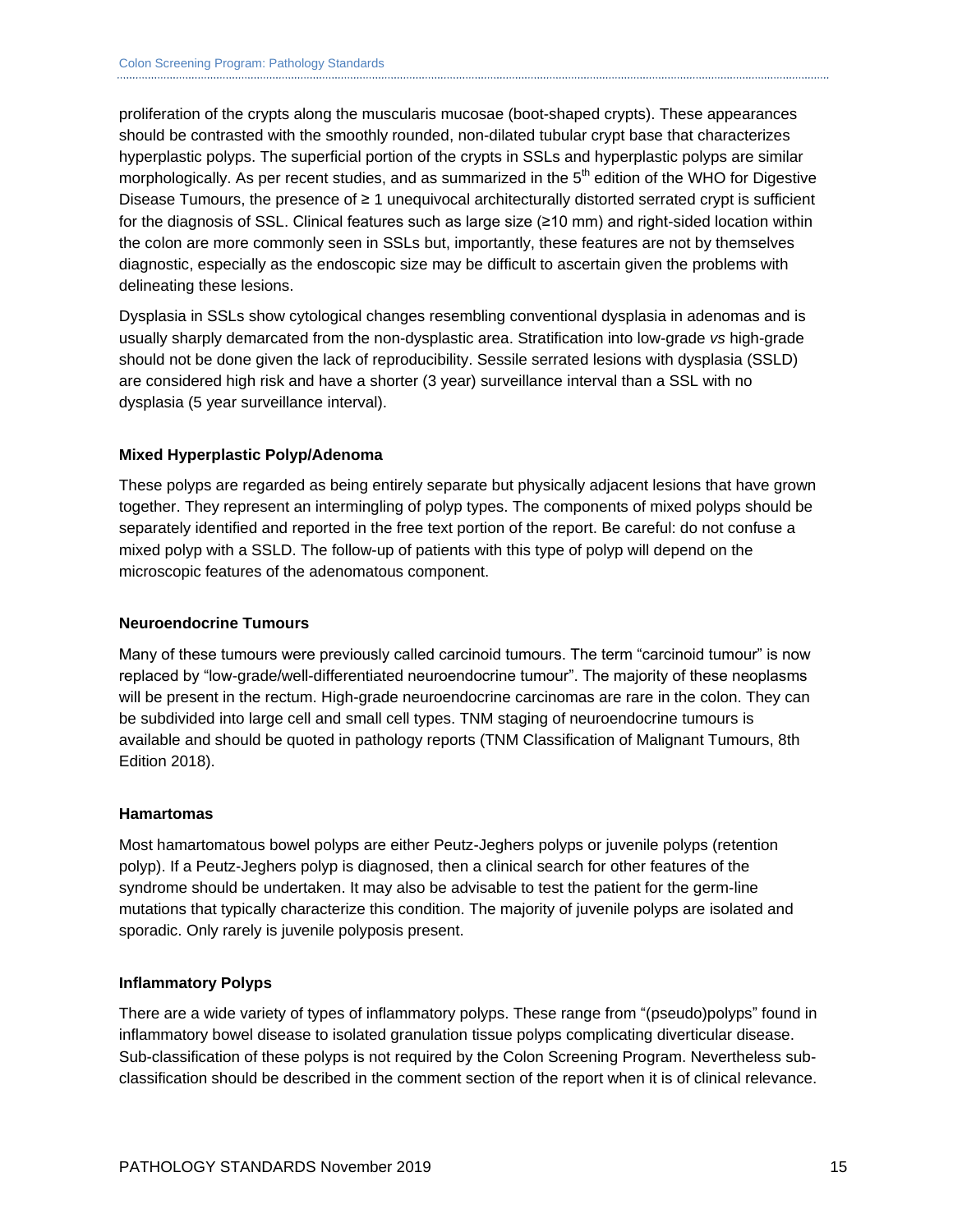proliferation of the crypts along the muscularis mucosae (boot-shaped crypts). These appearances should be contrasted with the smoothly rounded, non-dilated tubular crypt base that characterizes hyperplastic polyps. The superficial portion of the crypts in SSLs and hyperplastic polyps are similar morphologically. As per recent studies, and as summarized in the 5th edition of the WHO for Digestive Disease Tumours, the presence of ≥ 1 unequivocal architecturally distorted serrated crypt is sufficient for the diagnosis of SSL. Clinical features such as large size (≥10 mm) and right-sided location within the colon are more commonly seen in SSLs but, importantly, these features are not by themselves diagnostic, especially as the endoscopic size may be difficult to ascertain given the problems with delineating these lesions.

Dysplasia in SSLs show cytological changes resembling conventional dysplasia in adenomas and is usually sharply demarcated from the non-dysplastic area. Stratification into low-grade *vs* high-grade should not be done given the lack of reproducibility. Sessile serrated lesions with dysplasia (SSLD) are considered high risk and have a shorter (3 year) surveillance interval than a SSL with no dysplasia (5 year surveillance interval).

### Mixed Hyperplastic Polyp/Adenoma

These polyps are regarded as being entirely separate but physically adjacent lesions that have grown together. They represent an intermingling of polyp types. The components of mixed polyps should be separately identified and reported in the free text portion of the report. Be careful: do not confuse a mixed polyp with a SSLD. The follow-up of patients with this type of polyp will depend on the microscopic features of the adenomatous component.

### Neuroendocrine Tumours

Many of these tumours were previously called carcinoid tumours. The term "carcinoid tumour" is now replaced by "low-grade/well-differentiated neuroendocrine tumour". The majority of these neoplasms will be present in the rectum. High-grade neuroendocrine carcinomas are rare in the colon. They can be subdivided into large cell and small cell types. TNM staging of neuroendocrine tumours is available and should be quoted in pathology reports (TNM Classification of Malignant Tumours, 8th Edition 2018).

### Hamartomas

Most hamartomatous bowel polyps are either Peutz-Jeghers polyps or juvenile polyps (retention polyp). If a Peutz-Jeghers polyp is diagnosed, then a clinical search for other features of the syndrome should be undertaken. It may also be advisable to test the patient for the germ-line mutations that typically characterize this condition. The majority of juvenile polyps are isolated and sporadic. Only rarely is juvenile polyposis present.

### Inflammatory Polyps

There are a wide variety of types of inflammatory polyps. These range from "(pseudo)polyps" found in inflammatory bowel disease to isolated granulation tissue polyps complicating diverticular disease. Sub-classification of these polyps is not required by the Colon Screening Program. Nevertheless sub-classification should be described in the comment section of the report when it is of clinical relevance.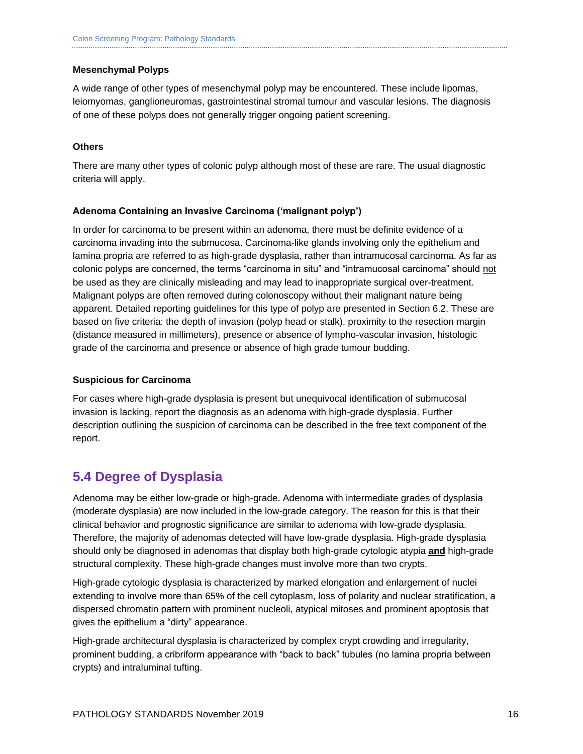### Mesenchymal Polyps

A wide range of other types of mesenchymal polyp may be encountered. These include lipomas, leiomyomas, ganglioneuromas, gastrointestinal stromal tumour and vascular lesions. The diagnosis of one of these polyps does not generally trigger ongoing patient screening.

### Others

There are many other types of colonic polyp although most of these are rare. The usual diagnostic criteria will apply.

### Adenoma Containing an Invasive Carcinoma ('malignant polyp')

In order for carcinoma to be present within an adenoma, there must be definite evidence of a carcinoma invading into the submucosa. Carcinoma-like glands involving only the epithelium and lamina propria are referred to as high-grade dysplasia, rather than intramucosal carcinoma. As far as colonic polyps are concerned, the terms "carcinoma in situ" and "intramucosal carcinoma" should not be used as they are clinically misleading and may lead to inappropriate surgical over-treatment. Malignant polyps are often removed during colonoscopy without their malignant nature being apparent. Detailed reporting guidelines for this type of polyp are presented in Section 6.2. These are based on five criteria: the depth of invasion (polyp head or stalk), proximity to the resection margin (distance measured in millimeters), presence or absence of lympho-vascular invasion, histologic grade of the carcinoma and presence or absence of high grade tumour budding.

### Suspicious for Carcinoma

For cases where high-grade dysplasia is present but unequivocal identification of submucosal invasion is lacking, report the diagnosis as an adenoma with high-grade dysplasia. Further description outlining the suspicion of carcinoma can be described in the free text component of the report.

## 5.4 Degree of Dysplasia

Adenoma may be either low-grade or high-grade. Adenoma with intermediate grades of dysplasia (moderate dysplasia) are now included in the low-grade category. The reason for this is that their clinical behavior and prognostic significance are similar to adenoma with low-grade dysplasia. Therefore, the majority of adenomas detected will have low-grade dysplasia. High-grade dysplasia should only be diagnosed in adenomas that display both high-grade cytologic atypia **and** high-grade structural complexity. These high-grade changes must involve more than two crypts.

High-grade cytologic dysplasia is characterized by marked elongation and enlargement of nuclei extending to involve more than 65% of the cell cytoplasm, loss of polarity and nuclear stratification, a dispersed chromatin pattern with prominent nucleoli, atypical mitoses and prominent apoptosis that gives the epithelium a "dirty" appearance.

High-grade architectural dysplasia is characterized by complex crypt crowding and irregularity, prominent budding, a cribriform appearance with "back to back" tubules (no lamina propria between crypts) and intraluminal tufting.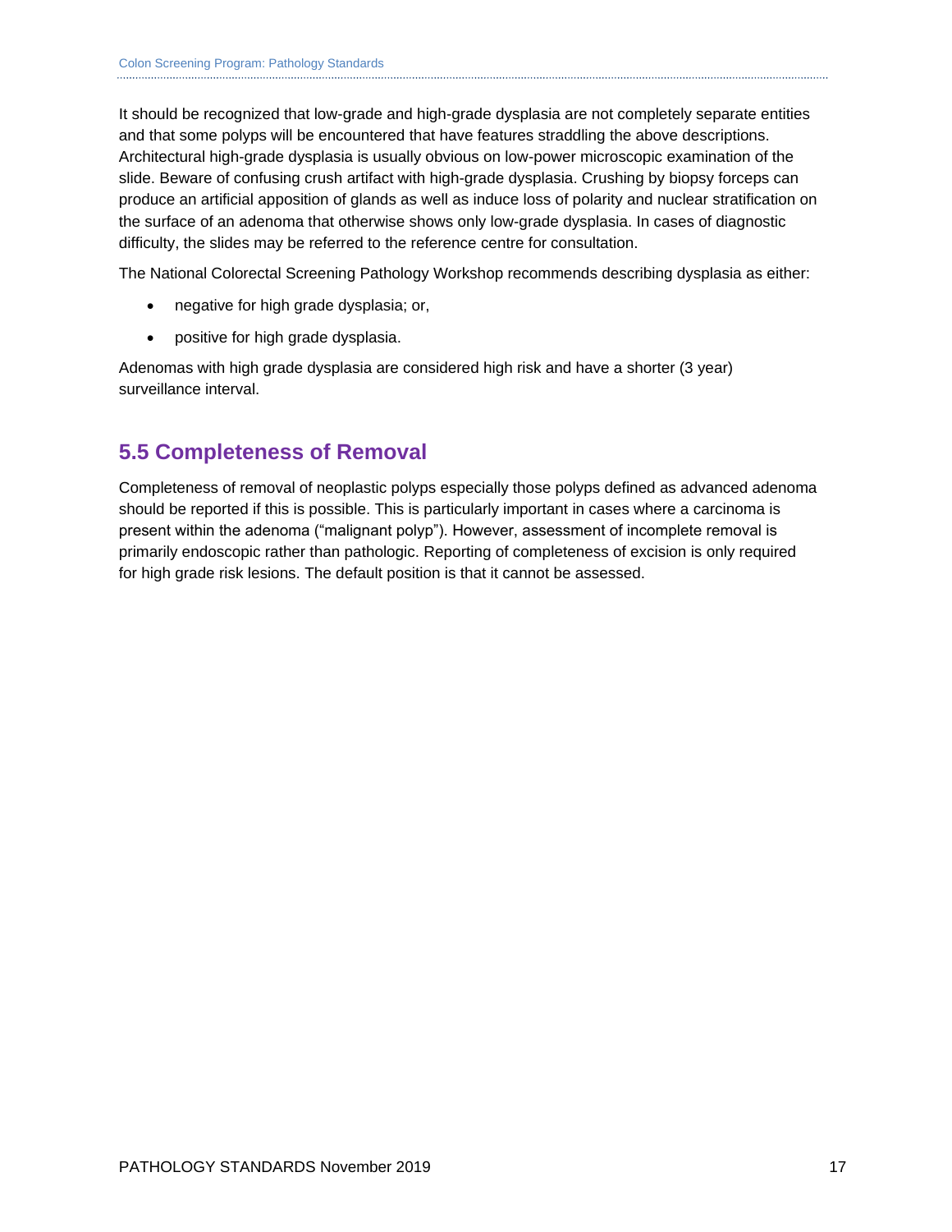It should be recognized that low-grade and high-grade dysplasia are not completely separate entities and that some polyps will be encountered that have features straddling the above descriptions. Architectural high-grade dysplasia is usually obvious on low-power microscopic examination of the slide. Beware of confusing crush artifact with high-grade dysplasia. Crushing by biopsy forceps can produce an artificial apposition of glands as well as induce loss of polarity and nuclear stratification on the surface of an adenoma that otherwise shows only low-grade dysplasia. In cases of diagnostic difficulty, the slides may be referred to the reference centre for consultation.

The National Colorectal Screening Pathology Workshop recommends describing dysplasia as either:

- negative for high grade dysplasia; or,
- positive for high grade dysplasia.

Adenomas with high grade dysplasia are considered high risk and have a shorter (3 year) surveillance interval.

## 5.5 Completeness of Removal

Completeness of removal of neoplastic polyps especially those polyps defined as advanced adenoma should be reported if this is possible. This is particularly important in cases where a carcinoma is present within the adenoma ("malignant polyp"). However, assessment of incomplete removal is primarily endoscopic rather than pathologic. Reporting of completeness of excision is only required for high grade risk lesions. The default position is that it cannot be assessed.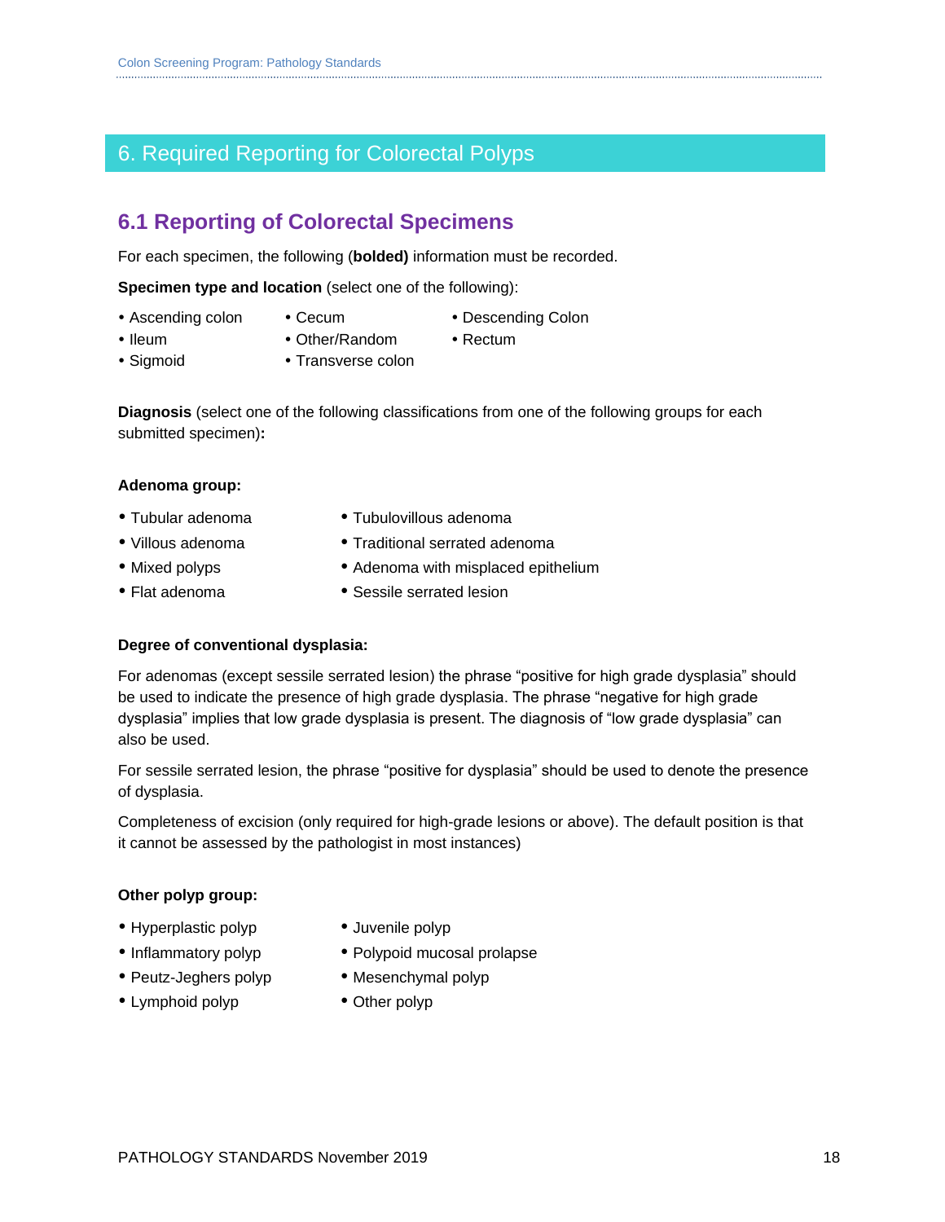# 6. Required Reporting for Colorectal Polyps

## 6.1 Reporting of Colorectal Specimens

For each specimen, the following (**bolded)** information must be recorded.

**Specimen type and location** (select one of the following):

- Ascending colon
- Cecum
- Descending Colon
- Ileum
- Other/Random
- Rectum
- Sigmoid
- Transverse colon

**Diagnosis** (select one of the following classifications from one of the following groups for each submitted specimen)**:**

**Adenoma group:**

- Tubular adenoma
- Tubulovillous adenoma
- Villous adenoma
- Traditional serrated adenoma
- Mixed polyps
- Adenoma with misplaced epithelium
- Flat adenoma
- Sessile serrated lesion

**Degree of conventional dysplasia:**

For adenomas (except sessile serrated lesion) the phrase "positive for high grade dysplasia" should be used to indicate the presence of high grade dysplasia. The phrase "negative for high grade dysplasia" implies that low grade dysplasia is present. The diagnosis of "low grade dysplasia" can also be used.

For sessile serrated lesion, the phrase "positive for dysplasia" should be used to denote the presence of dysplasia.

Completeness of excision (only required for high-grade lesions or above). The default position is that it cannot be assessed by the pathologist in most instances)

**Other polyp group:**

- Hyperplastic polyp
- Juvenile polyp
- Inflammatory polyp
- Polypoid mucosal prolapse
- Peutz-Jeghers polyp
- Mesenchymal polyp
- Lymphoid polyp
- Other polyp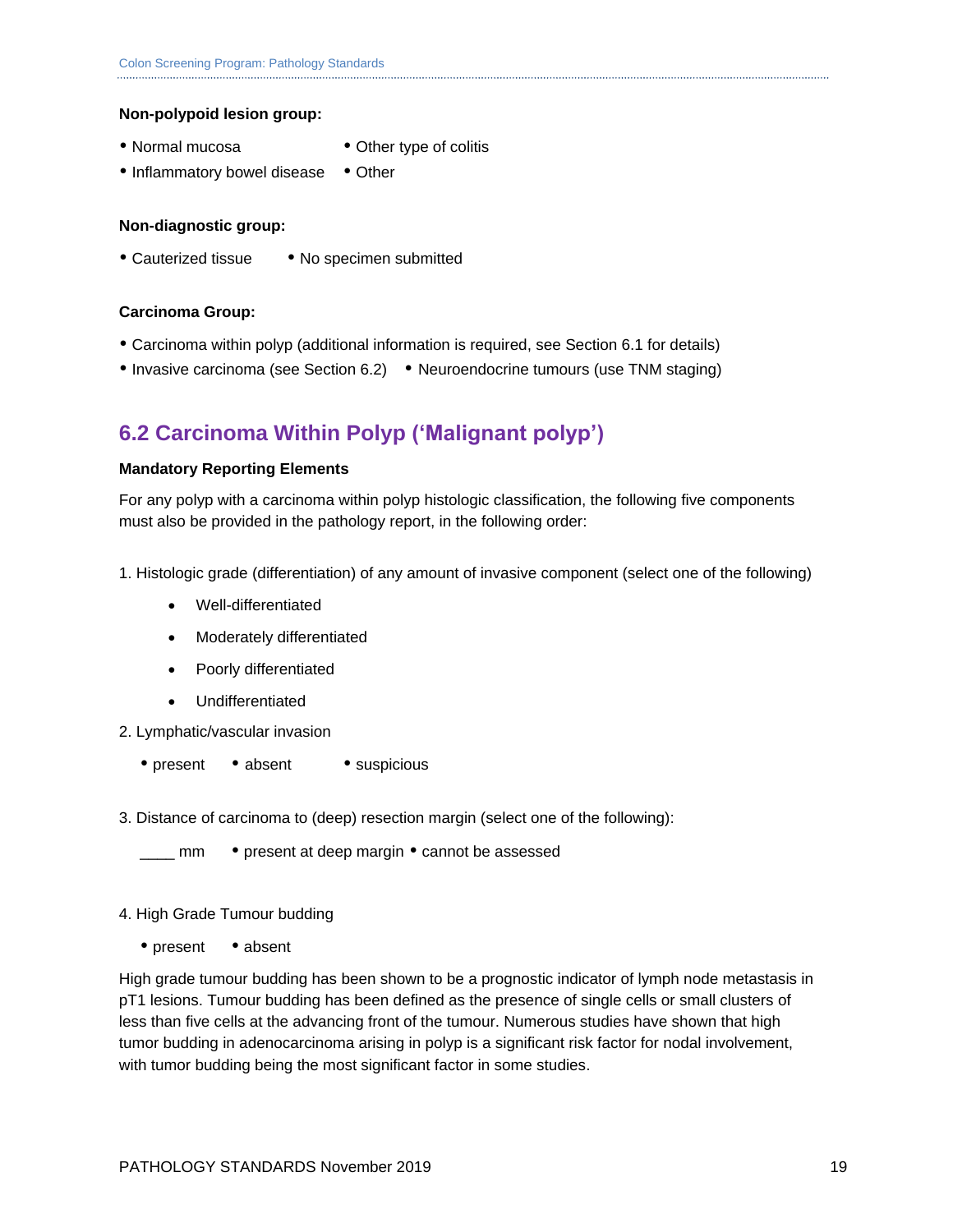**Non-polypoid lesion group:**

- Normal mucosa
- Other type of colitis
- Inflammatory bowel disease
- Other

**Non-diagnostic group:**

- Cauterized tissue
- No specimen submitted

**Carcinoma Group:**

- Carcinoma within polyp (additional information is required, see Section 6.1 for details)
- Invasive carcinoma (see Section 6.2)
- Neuroendocrine tumours (use TNM staging)

## 6.2 Carcinoma Within Polyp ('Malignant polyp')

**Mandatory Reporting Elements**

For any polyp with a carcinoma within polyp histologic classification, the following five components must also be provided in the pathology report, in the following order:

1. Histologic grade (differentiation) of any amount of invasive component (select one of the following)
    - Well-differentiated
    - Moderately differentiated
    - Poorly differentiated
    - Undifferentiated
2. Lymphatic/vascular invasion
    - present
    - absent
    - suspicious
3. Distance of carcinoma to (deep) resection margin (select one of the following):
    - ____ mm
    - present at deep margin
    - cannot be assessed
4. High Grade Tumour budding
    - present
    - absent

High grade tumour budding has been shown to be a prognostic indicator of lymph node metastasis in pT1 lesions. Tumour budding has been defined as the presence of single cells or small clusters of less than five cells at the advancing front of the tumour. Numerous studies have shown that high tumor budding in adenocarcinoma arising in polyp is a significant risk factor for nodal involvement, with tumor budding being the most significant factor in some studies.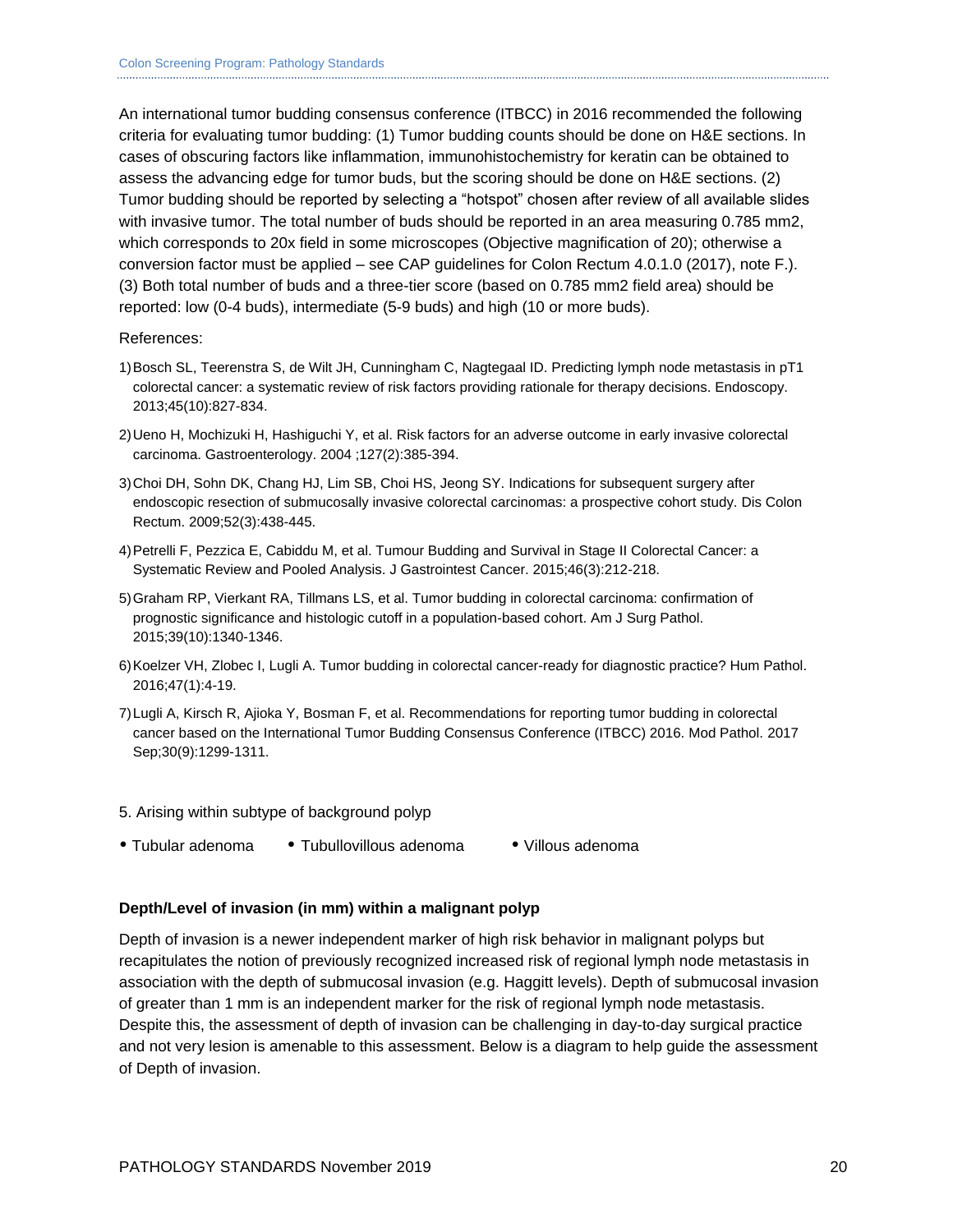An international tumor budding consensus conference (ITBCC) in 2016 recommended the following criteria for evaluating tumor budding: (1) Tumor budding counts should be done on H&E sections. In cases of obscuring factors like inflammation, immunohistochemistry for keratin can be obtained to assess the advancing edge for tumor buds, but the scoring should be done on H&E sections. (2) Tumor budding should be reported by selecting a “hotspot” chosen after review of all available slides with invasive tumor. The total number of buds should be reported in an area measuring 0.785 mm2, which corresponds to 20x field in some microscopes (Objective magnification of 20); otherwise a conversion factor must be applied – see CAP guidelines for Colon Rectum 4.0.1.0 (2017), note F.). (3) Both total number of buds and a three-tier score (based on 0.785 mm2 field area) should be reported: low (0-4 buds), intermediate (5-9 buds) and high (10 or more buds).

References:

1) Bosch SL, Teerenstra S, de Wilt JH, Cunningham C, Nagtegaal ID. Predicting lymph node metastasis in pT1 colorectal cancer: a systematic review of risk factors providing rationale for therapy decisions. Endoscopy. 2013;45(10):827-834.
2) Ueno H, Mochizuki H, Hashiguchi Y, et al. Risk factors for an adverse outcome in early invasive colorectal carcinoma. Gastroenterology. 2004 ;127(2):385-394.
3) Choi DH, Sohn DK, Chang HJ, Lim SB, Choi HS, Jeong SY. Indications for subsequent surgery after endoscopic resection of submucosally invasive colorectal carcinomas: a prospective cohort study. Dis Colon Rectum. 2009;52(3):438-445.
4) Petrelli F, Pezzica E, Cabiddu M, et al. Tumour Budding and Survival in Stage II Colorectal Cancer: a Systematic Review and Pooled Analysis. J Gastrointest Cancer. 2015;46(3):212-218.
5) Graham RP, Vierkant RA, Tillmans LS, et al. Tumor budding in colorectal carcinoma: confirmation of prognostic significance and histologic cutoff in a population-based cohort. Am J Surg Pathol. 2015;39(10):1340-1346.
6) Koelzer VH, Zlobec I, Lugli A. Tumor budding in colorectal cancer-ready for diagnostic practice? Hum Pathol. 2016;47(1):4-19.
7) Lugli A, Kirsch R, Ajioka Y, Bosman F, et al. Recommendations for reporting tumor budding in colorectal cancer based on the International Tumor Budding Consensus Conference (ITBCC) 2016. Mod Pathol. 2017 Sep;30(9):1299-1311.

5. Arising within subtype of background polyp

- Tubular adenoma
- Tubullovillous adenoma
- Villous adenoma

**Depth/Level of invasion (in mm) within a malignant polyp**

Depth of invasion is a newer independent marker of high risk behavior in malignant polyps but recapitulates the notion of previously recognized increased risk of regional lymph node metastasis in association with the depth of submucosal invasion (e.g. Haggitt levels). Depth of submucosal invasion of greater than 1 mm is an independent marker for the risk of regional lymph node metastasis. Despite this, the assessment of depth of invasion can be challenging in day-to-day surgical practice and not very lesion is amenable to this assessment. Below is a diagram to help guide the assessment of Depth of invasion.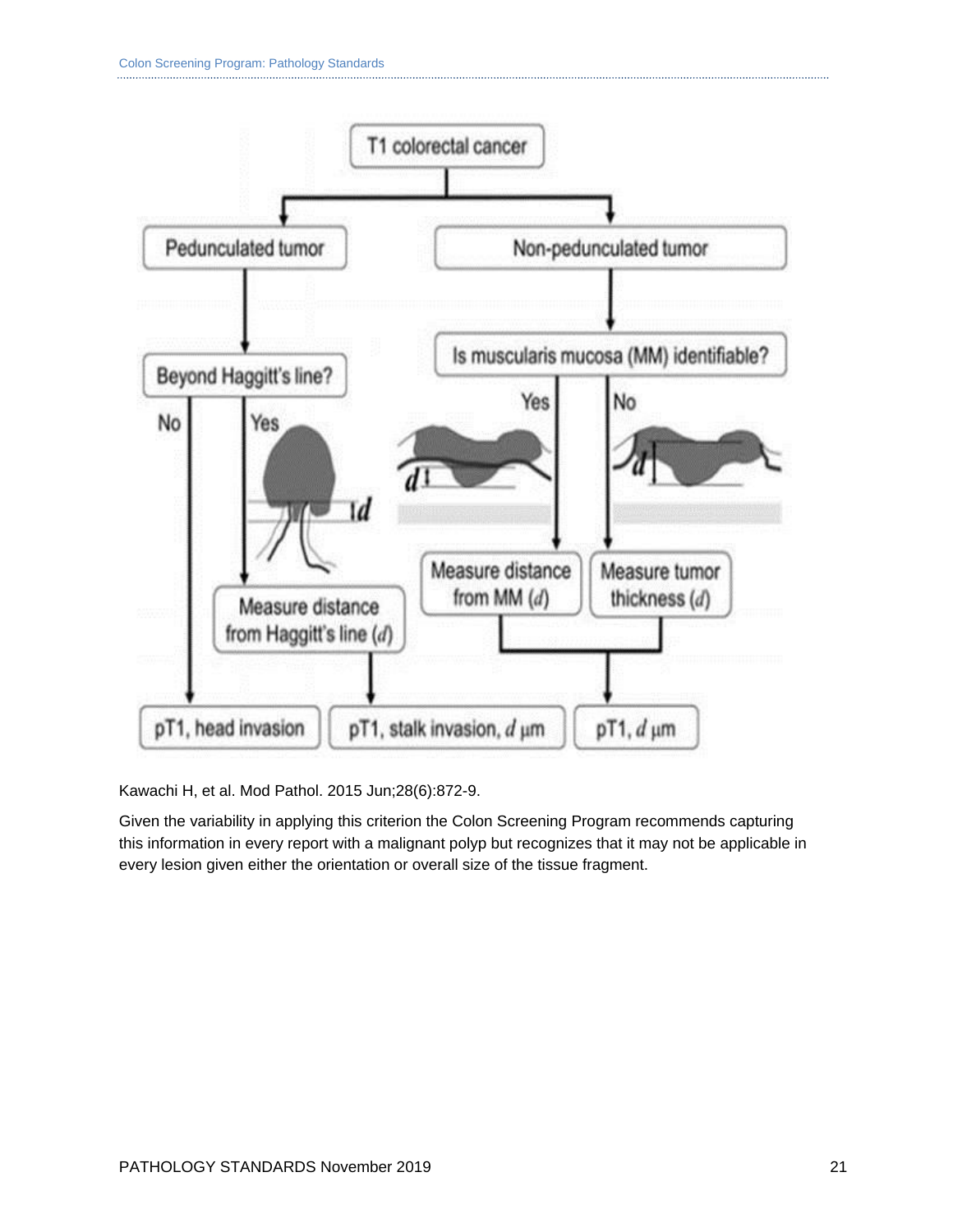Kawachi H, et al. Mod Pathol. 2015 Jun;28(6):872-9.

Given the variability in applying this criterion the Colon Screening Program recommends capturing this information in every report with a malignant polyp but recognizes that it may not be applicable in every lesion given either the orientation or overall size of the tissue fragment.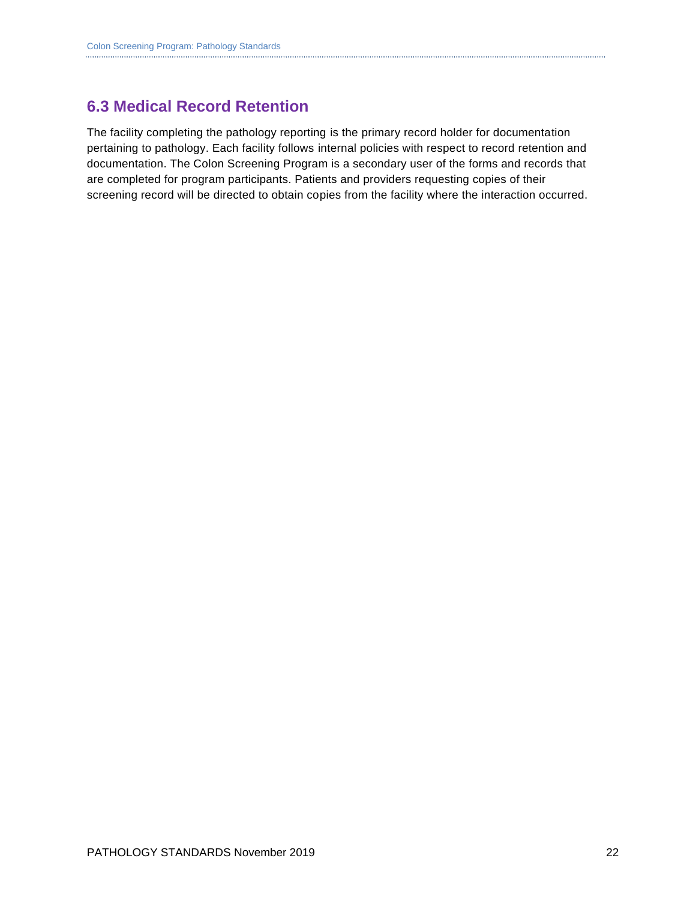## 6.3 Medical Record Retention

The facility completing the pathology reporting is the primary record holder for documentation pertaining to pathology. Each facility follows internal policies with respect to record retention and documentation. The Colon Screening Program is a secondary user of the forms and records that are completed for program participants. Patients and providers requesting copies of their screening record will be directed to obtain copies from the facility where the interaction occurred.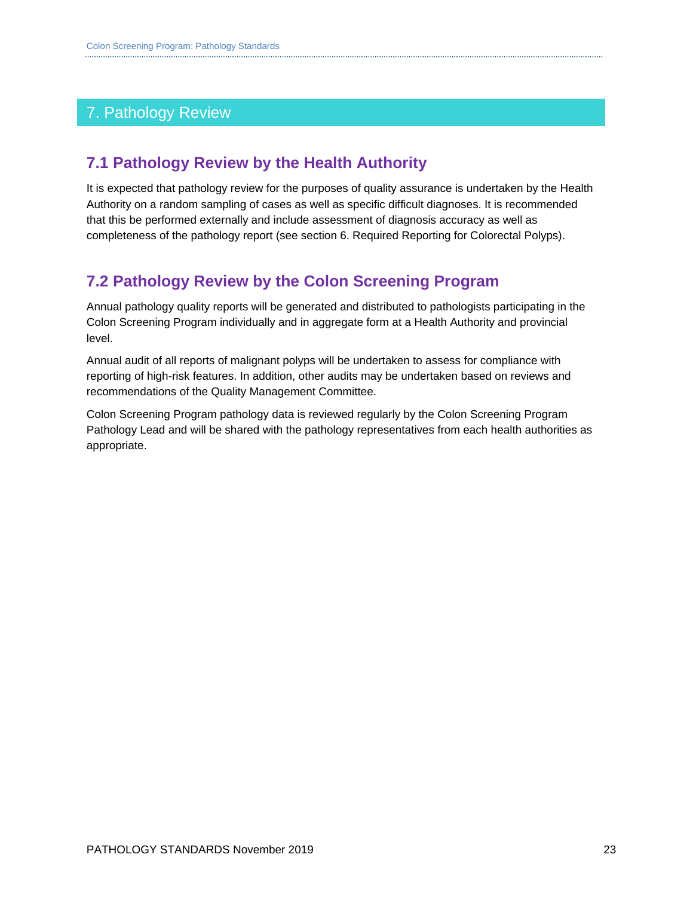# 7. Pathology Review

## 7.1 Pathology Review by the Health Authority

It is expected that pathology review for the purposes of quality assurance is undertaken by the Health Authority on a random sampling of cases as well as specific difficult diagnoses. It is recommended that this be performed externally and include assessment of diagnosis accuracy as well as completeness of the pathology report (see section 6. Required Reporting for Colorectal Polyps).

## 7.2 Pathology Review by the Colon Screening Program

Annual pathology quality reports will be generated and distributed to pathologists participating in the Colon Screening Program individually and in aggregate form at a Health Authority and provincial level.

Annual audit of all reports of malignant polyps will be undertaken to assess for compliance with reporting of high-risk features. In addition, other audits may be undertaken based on reviews and recommendations of the Quality Management Committee.

Colon Screening Program pathology data is reviewed regularly by the Colon Screening Program Pathology Lead and will be shared with the pathology representatives from each health authorities as appropriate.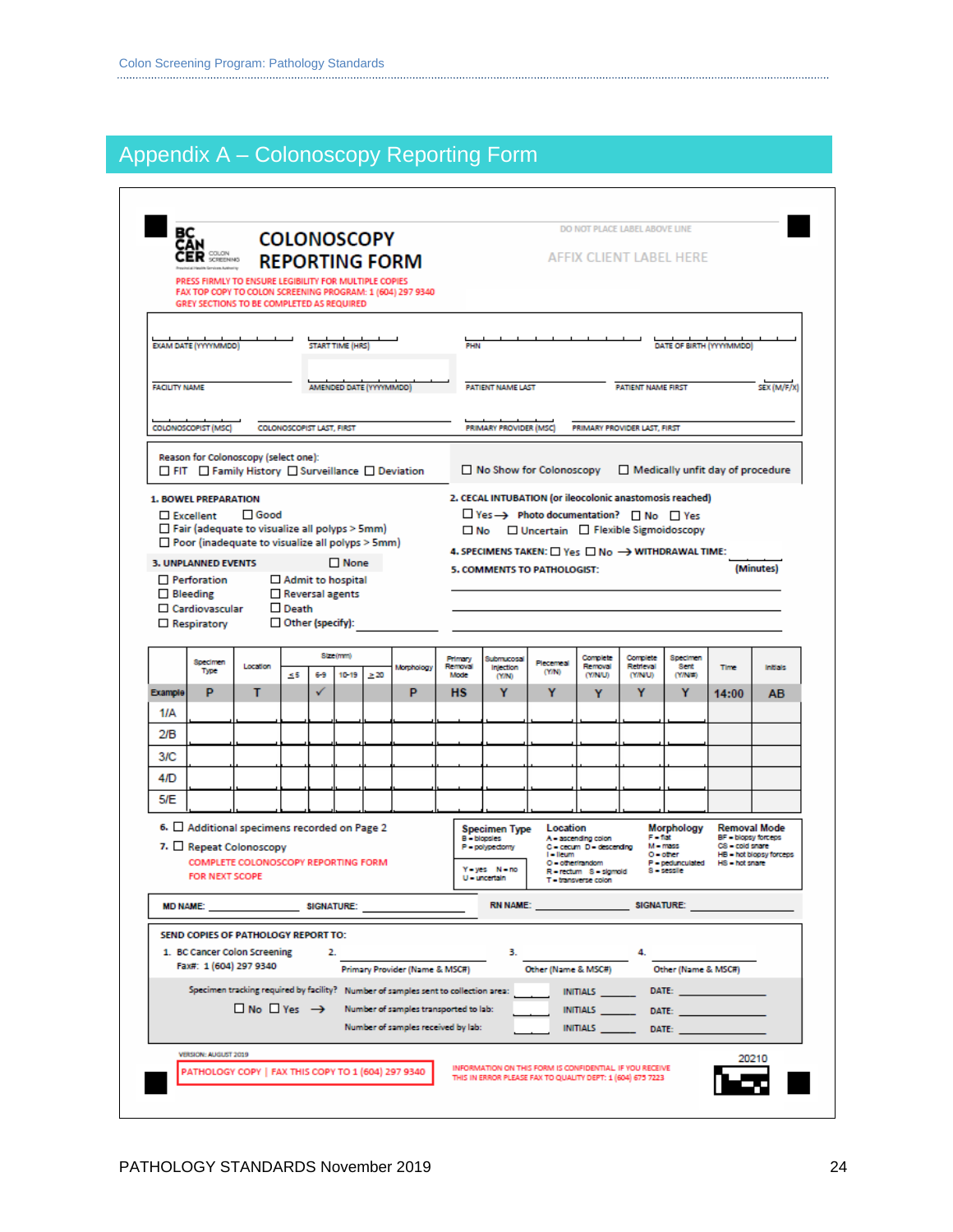# Appendix A – Colonoscopy Reporting Form

BC CANCER COLON SCREENING

**COLONOSCOPY REPORTING FORM**

PRESS FIRMLY TO ENSURE LEGIBILITY FOR MULTIPLE COPIES
FAX TOP COPY TO COLON SCREENING PROGRAM: 1 (604) 297 9340
GREY SECTIONS TO BE COMPLETED AS REQUIRED

DO NOT PLACE LABEL ABOVE LINE

AFFIX CLIENT LABEL HERE

EXAM DATE (YYYYMMDD) | START TIME (HRS) | PHN | DATE OF BIRTH (YYYYMMDD)

FACILITY NAME | AMENDED DATE (YYYYMMDD) | PATIENT NAME LAST | PATIENT NAME FIRST | SEX (M/F/X)

COLONOSCOPIST (MSC) | COLONOSCOPIST LAST, FIRST | PRIMARY PROVIDER (MSC) | PRIMARY PROVIDER LAST, FIRST

Reason for Colonoscopy (select one):
☐ FIT ☐ Family History ☐ Surveillance ☐ Deviation

☐ No Show for Colonoscopy ☐ Medically unfit day of procedure

**1. BOWEL PREPARATION**
☐ Excellent ☐ Good
☐ Fair (adequate to visualize all polyps > 5mm)
☐ Poor (inadequate to visualize all polyps > 5mm)

**2. CECAL INTUBATION (or ileocolonic anastomosis reached)**
☐ Yes → Photo documentation? ☐ No ☐ Yes
☐ No ☐ Uncertain ☐ Flexible Sigmoidoscopy

**3. UNPLANNED EVENTS** ☐ None
☐ Perforation ☐ Admit to hospital
☐ Bleeding ☐ Reversal agents
☐ Cardiovascular ☐ Death
☐ Respiratory ☐ Other (specify): ________

**4. SPECIMENS TAKEN:** ☐ Yes ☐ No → **WITHDRAWAL TIME:** ______ (Minutes)

**5. COMMENTS TO PATHOLOGIST:**

| | Specimen Type | Location | Size(mm) ≤5 | 6-9 | 10-19 | ≥20 | Morphology | Primary Removal Mode | Submucosal Injection (Y/N) | Piecemeal (Y/N) | Complete Removal (Y/N/U) | Complete Retrieval (Y/N/U) | Specimen Sent (Y/N/#) | Time | Initials |
|---|---|---|---|---|---|---|---|---|---|---|---|---|---|---|---|
| Example | P | T | | ✓ | | | P | HS | Y | Y | Y | Y | Y | 14:00 | AB |
| 1/A | | | | | | | | | | | | | | | |
| 2/B | | | | | | | | | | | | | | | |
| 3/C | | | | | | | | | | | | | | | |
| 4/D | | | | | | | | | | | | | | | |
| 5/E | | | | | | | | | | | | | | | |

6. ☐ Additional specimens recorded on Page 2

7. ☐ Repeat Colonoscopy

COMPLETE COLONOSCOPY REPORTING FORM FOR NEXT SCOPE

**Specimen Type**
B = biopsies
P = polypectomy

Y = yes N = no
U = uncertain

**Location**
A = ascending colon
C = cecum D = descending
I = ileum
O = other/random
R = rectum S = sigmoid
T = transverse colon

**Morphology**
F = flat
M = mass
O = other
P = pedunculated
S = sessile

**Removal Mode**
BF = biopsy forceps
CS = cold snare
HB = hot biopsy forceps
HS = hot snare

MD NAME: ________ SIGNATURE: ________ RN NAME: ________ SIGNATURE: ________

**SEND COPIES OF PATHOLOGY REPORT TO:**

1. BC Cancer Colon Screening
Fax#: 1 (604) 297 9340

2. ________ Primary Provider (Name & MSC#)

3. ________ Other (Name & MSC#)

4. ________ Other (Name & MSC#)

Specimen tracking required by facility? ☐ No ☐ Yes →

Number of samples sent to collection area: ____ INITIALS ____ DATE: ____
Number of samples transported to lab: ____ INITIALS ____ DATE: ____
Number of samples received by lab: ____ INITIALS ____ DATE: ____

VERSION: AUGUST 2019

PATHOLOGY COPY | FAX THIS COPY TO 1 (604) 297 9340

INFORMATION ON THIS FORM IS CONFIDENTIAL. IF YOU RECEIVE THIS IN ERROR PLEASE FAX TO QUALITY DEPT: 1 (604) 675 7223

20210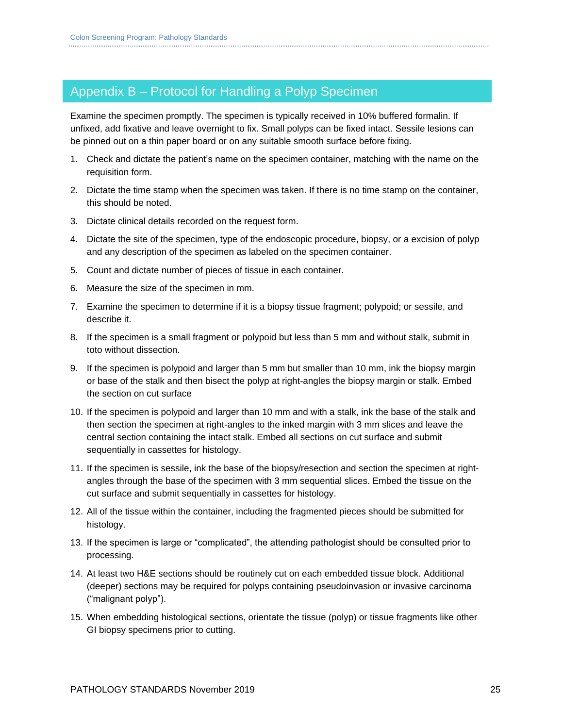# Appendix B – Protocol for Handling a Polyp Specimen

Examine the specimen promptly. The specimen is typically received in 10% buffered formalin. If unfixed, add fixative and leave overnight to fix. Small polyps can be fixed intact. Sessile lesions can be pinned out on a thin paper board or on any suitable smooth surface before fixing.

1. Check and dictate the patient's name on the specimen container, matching with the name on the requisition form.
2. Dictate the time stamp when the specimen was taken. If there is no time stamp on the container, this should be noted.
3. Dictate clinical details recorded on the request form.
4. Dictate the site of the specimen, type of the endoscopic procedure, biopsy, or a excision of polyp and any description of the specimen as labeled on the specimen container.
5. Count and dictate number of pieces of tissue in each container.
6. Measure the size of the specimen in mm.
7. Examine the specimen to determine if it is a biopsy tissue fragment; polypoid; or sessile, and describe it.
8. If the specimen is a small fragment or polypoid but less than 5 mm and without stalk, submit in toto without dissection.
9. If the specimen is polypoid and larger than 5 mm but smaller than 10 mm, ink the biopsy margin or base of the stalk and then bisect the polyp at right-angles the biopsy margin or stalk. Embed the section on cut surface
10. If the specimen is polypoid and larger than 10 mm and with a stalk, ink the base of the stalk and then section the specimen at right-angles to the inked margin with 3 mm slices and leave the central section containing the intact stalk. Embed all sections on cut surface and submit sequentially in cassettes for histology.
11. If the specimen is sessile, ink the base of the biopsy/resection and section the specimen at right-angles through the base of the specimen with 3 mm sequential slices. Embed the tissue on the cut surface and submit sequentially in cassettes for histology.
12. All of the tissue within the container, including the fragmented pieces should be submitted for histology.
13. If the specimen is large or "complicated", the attending pathologist should be consulted prior to processing.
14. At least two H&E sections should be routinely cut on each embedded tissue block. Additional (deeper) sections may be required for polyps containing pseudoinvasion or invasive carcinoma ("malignant polyp").
15. When embedding histological sections, orientate the tissue (polyp) or tissue fragments like other GI biopsy specimens prior to cutting.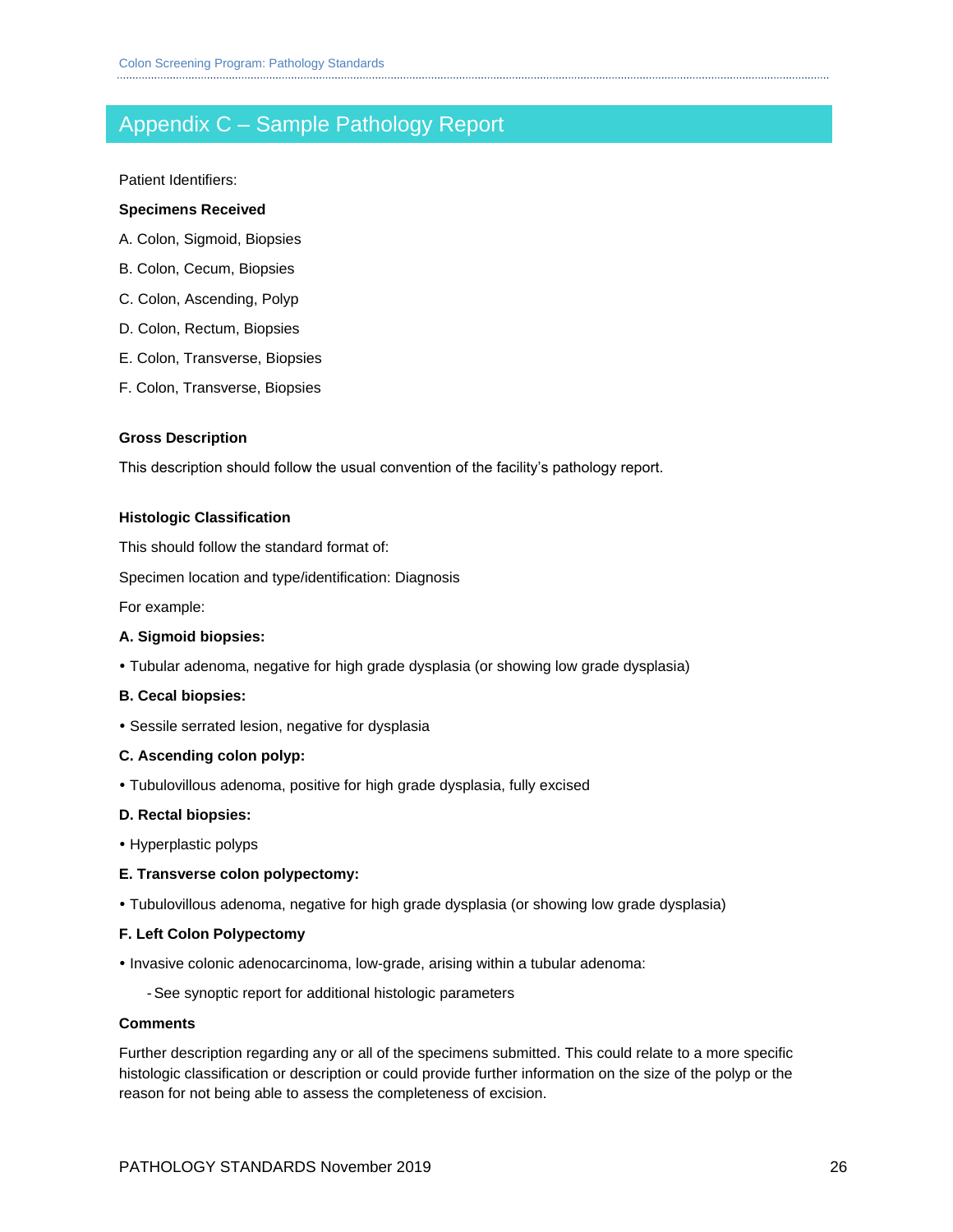# Appendix C – Sample Pathology Report

Patient Identifiers:

**Specimens Received**

A. Colon, Sigmoid, Biopsies

B. Colon, Cecum, Biopsies

C. Colon, Ascending, Polyp

D. Colon, Rectum, Biopsies

E. Colon, Transverse, Biopsies

F. Colon, Transverse, Biopsies

**Gross Description**

This description should follow the usual convention of the facility's pathology report.

**Histologic Classification**

This should follow the standard format of:

Specimen location and type/identification: Diagnosis

For example:

**A. Sigmoid biopsies:**

- Tubular adenoma, negative for high grade dysplasia (or showing low grade dysplasia)

**B. Cecal biopsies:**

- Sessile serrated lesion, negative for dysplasia

**C. Ascending colon polyp:**

- Tubulovillous adenoma, positive for high grade dysplasia, fully excised

**D. Rectal biopsies:**

- Hyperplastic polyps

**E. Transverse colon polypectomy:**

- Tubulovillous adenoma, negative for high grade dysplasia (or showing low grade dysplasia)

**F. Left Colon Polypectomy**

- Invasive colonic adenocarcinoma, low-grade, arising within a tubular adenoma:
  - See synoptic report for additional histologic parameters

**Comments**

Further description regarding any or all of the specimens submitted. This could relate to a more specific histologic classification or description or could provide further information on the size of the polyp or the reason for not being able to assess the completeness of excision.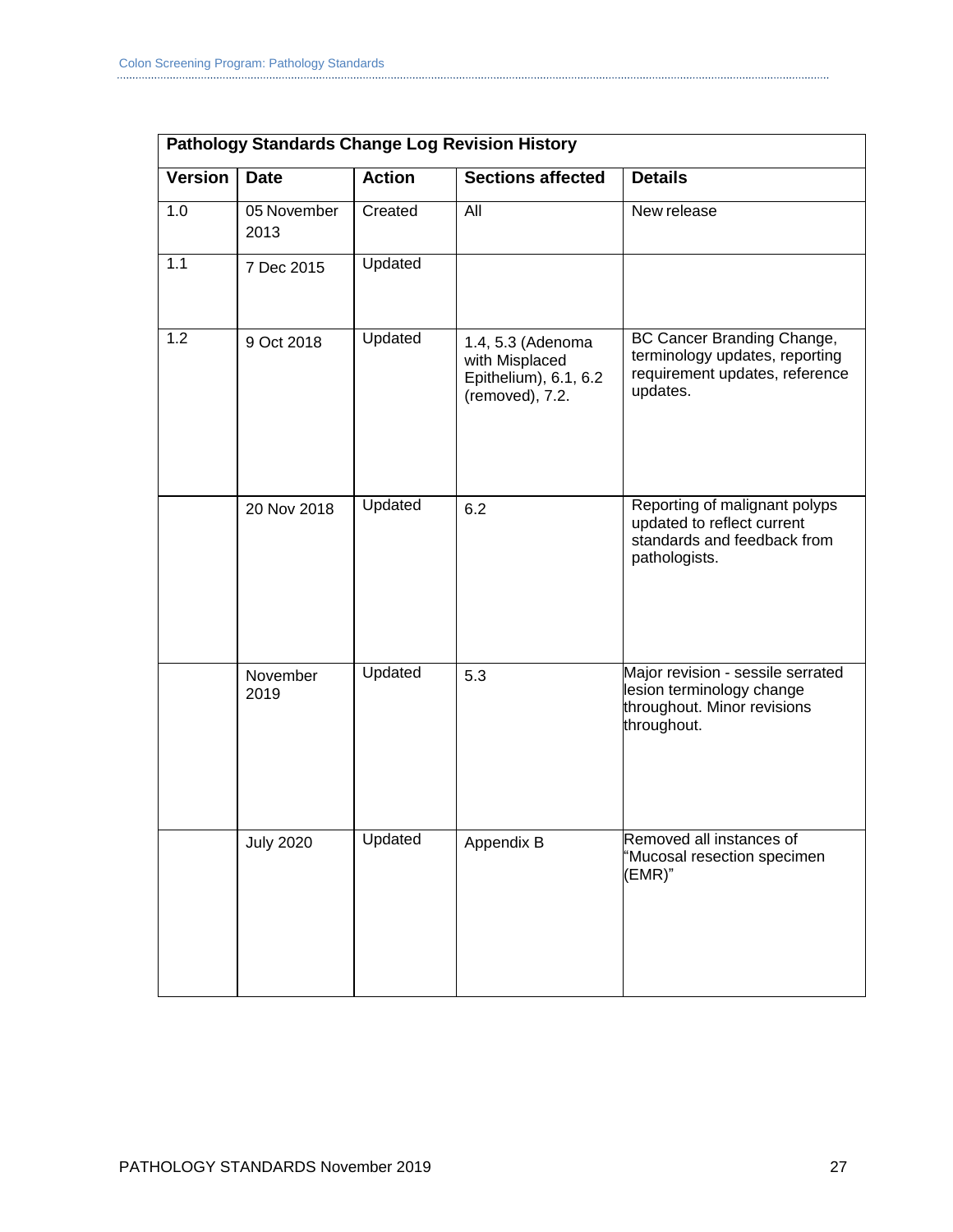| Pathology Standards Change Log Revision History | | | | |
|---|---|---|---|---|
| **Version** | **Date** | **Action** | **Sections affected** | **Details** |
| 1.0 | 05 November 2013 | Created | All | New release |
| 1.1 | 7 Dec 2015 | Updated | | |
| 1.2 | 9 Oct 2018 | Updated | 1.4, 5.3 (Adenoma with Misplaced Epithelium), 6.1, 6.2 (removed), 7.2. | BC Cancer Branding Change, terminology updates, reporting requirement updates, reference updates. |
| | 20 Nov 2018 | Updated | 6.2 | Reporting of malignant polyps updated to reflect current standards and feedback from pathologists. |
| | November 2019 | Updated | 5.3 | Major revision - sessile serrated lesion terminology change throughout. Minor revisions throughout. |
| | July 2020 | Updated | Appendix B | Removed all instances of "Mucosal resection specimen (EMR)" |